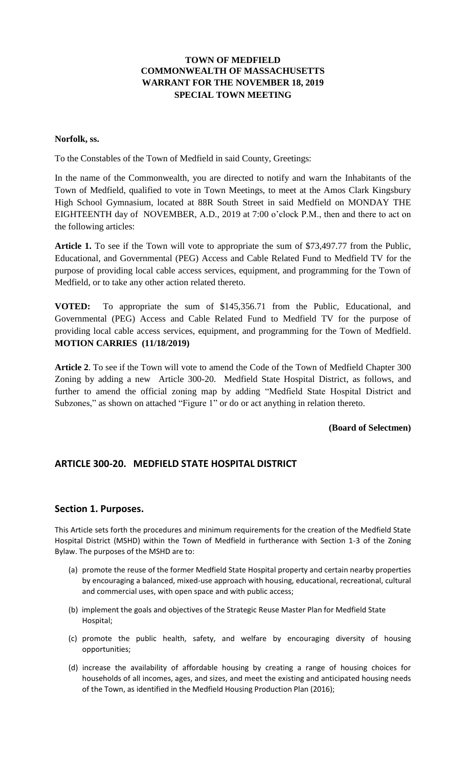**TOWN OF MEDFIELD**
**COMMONWEALTH OF MASSACHUSETTS**
**WARRANT FOR THE NOVEMBER 18, 2019**
**SPECIAL TOWN MEETING**

**Norfolk, ss.**

To the Constables of the Town of Medfield in said County, Greetings:

In the name of the Commonwealth, you are directed to notify and warn the Inhabitants of the Town of Medfield, qualified to vote in Town Meetings, to meet at the Amos Clark Kingsbury High School Gymnasium, located at 88R South Street in said Medfield on MONDAY THE EIGHTEENTH day of NOVEMBER, A.D., 2019 at 7:00 o'clock P.M., then and there to act on the following articles:

**Article 1.** To see if the Town will vote to appropriate the sum of $73,497.77 from the Public, Educational, and Governmental (PEG) Access and Cable Related Fund to Medfield TV for the purpose of providing local cable access services, equipment, and programming for the Town of Medfield, or to take any other action related thereto.

**VOTED:** To appropriate the sum of $145,356.71 from the Public, Educational, and Governmental (PEG) Access and Cable Related Fund to Medfield TV for the purpose of providing local cable access services, equipment, and programming for the Town of Medfield. **MOTION CARRIES (11/18/2019)**

**Article 2**. To see if the Town will vote to amend the Code of the Town of Medfield Chapter 300 Zoning by adding a new Article 300-20. Medfield State Hospital District, as follows, and further to amend the official zoning map by adding "Medfield State Hospital District and Subzones," as shown on attached "Figure 1" or do or act anything in relation thereto.

**(Board of Selectmen)**

## ARTICLE 300-20. MEDFIELD STATE HOSPITAL DISTRICT

### Section 1. Purposes.

This Article sets forth the procedures and minimum requirements for the creation of the Medfield State Hospital District (MSHD) within the Town of Medfield in furtherance with Section 1-3 of the Zoning Bylaw. The purposes of the MSHD are to:

(a) promote the reuse of the former Medfield State Hospital property and certain nearby properties by encouraging a balanced, mixed-use approach with housing, educational, recreational, cultural and commercial uses, with open space and with public access;

(b) implement the goals and objectives of the Strategic Reuse Master Plan for Medfield State Hospital;

(c) promote the public health, safety, and welfare by encouraging diversity of housing opportunities;

(d) increase the availability of affordable housing by creating a range of housing choices for households of all incomes, ages, and sizes, and meet the existing and anticipated housing needs of the Town, as identified in the Medfield Housing Production Plan (2016);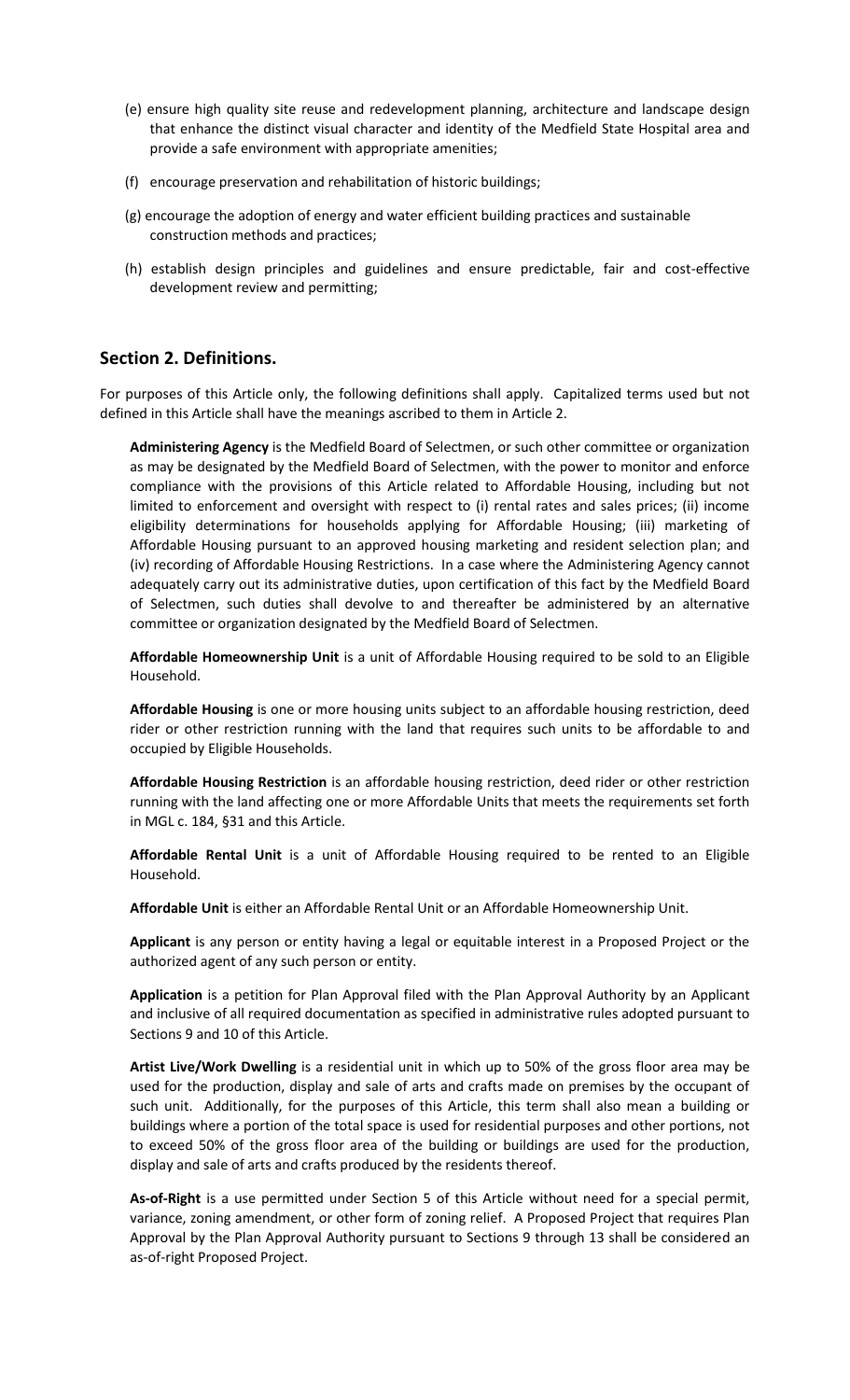(e) ensure high quality site reuse and redevelopment planning, architecture and landscape design that enhance the distinct visual character and identity of the Medfield State Hospital area and provide a safe environment with appropriate amenities;

(f) encourage preservation and rehabilitation of historic buildings;

(g) encourage the adoption of energy and water efficient building practices and sustainable construction methods and practices;

(h) establish design principles and guidelines and ensure predictable, fair and cost-effective development review and permitting;

## Section 2. Definitions.

For purposes of this Article only, the following definitions shall apply. Capitalized terms used but not defined in this Article shall have the meanings ascribed to them in Article 2.

**Administering Agency** is the Medfield Board of Selectmen, or such other committee or organization as may be designated by the Medfield Board of Selectmen, with the power to monitor and enforce compliance with the provisions of this Article related to Affordable Housing, including but not limited to enforcement and oversight with respect to (i) rental rates and sales prices; (ii) income eligibility determinations for households applying for Affordable Housing; (iii) marketing of Affordable Housing pursuant to an approved housing marketing and resident selection plan; and (iv) recording of Affordable Housing Restrictions. In a case where the Administering Agency cannot adequately carry out its administrative duties, upon certification of this fact by the Medfield Board of Selectmen, such duties shall devolve to and thereafter be administered by an alternative committee or organization designated by the Medfield Board of Selectmen.

**Affordable Homeownership Unit** is a unit of Affordable Housing required to be sold to an Eligible Household.

**Affordable Housing** is one or more housing units subject to an affordable housing restriction, deed rider or other restriction running with the land that requires such units to be affordable to and occupied by Eligible Households.

**Affordable Housing Restriction** is an affordable housing restriction, deed rider or other restriction running with the land affecting one or more Affordable Units that meets the requirements set forth in MGL c. 184, §31 and this Article.

**Affordable Rental Unit** is a unit of Affordable Housing required to be rented to an Eligible Household.

**Affordable Unit** is either an Affordable Rental Unit or an Affordable Homeownership Unit.

**Applicant** is any person or entity having a legal or equitable interest in a Proposed Project or the authorized agent of any such person or entity.

**Application** is a petition for Plan Approval filed with the Plan Approval Authority by an Applicant and inclusive of all required documentation as specified in administrative rules adopted pursuant to Sections 9 and 10 of this Article.

**Artist Live/Work Dwelling** is a residential unit in which up to 50% of the gross floor area may be used for the production, display and sale of arts and crafts made on premises by the occupant of such unit. Additionally, for the purposes of this Article, this term shall also mean a building or buildings where a portion of the total space is used for residential purposes and other portions, not to exceed 50% of the gross floor area of the building or buildings are used for the production, display and sale of arts and crafts produced by the residents thereof.

**As-of-Right** is a use permitted under Section 5 of this Article without need for a special permit, variance, zoning amendment, or other form of zoning relief. A Proposed Project that requires Plan Approval by the Plan Approval Authority pursuant to Sections 9 through 13 shall be considered an as-of-right Proposed Project.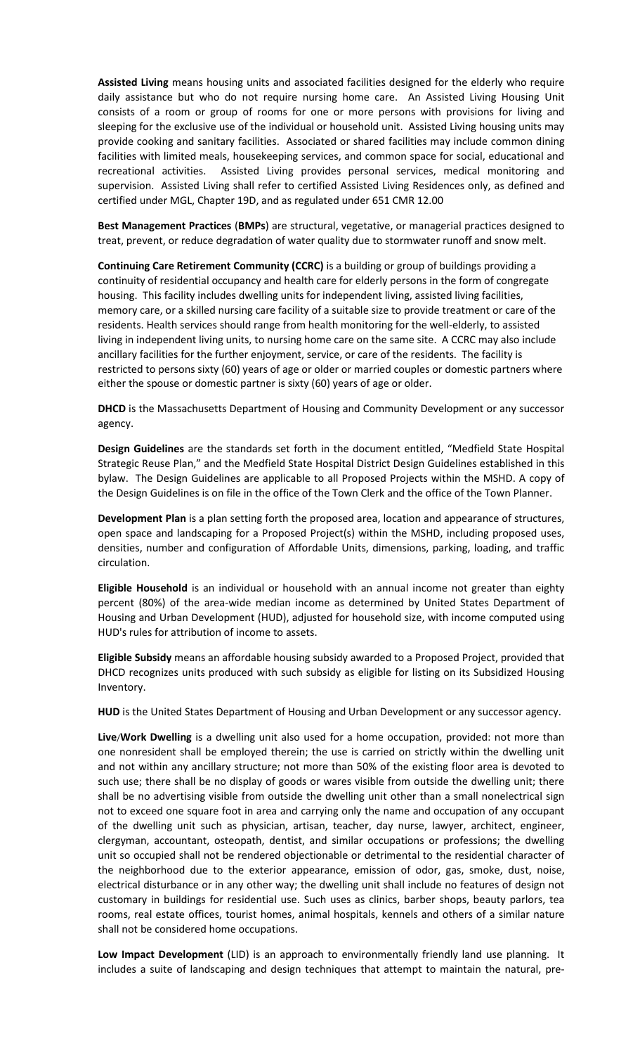**Assisted Living** means housing units and associated facilities designed for the elderly who require daily assistance but who do not require nursing home care. An Assisted Living Housing Unit consists of a room or group of rooms for one or more persons with provisions for living and sleeping for the exclusive use of the individual or household unit. Assisted Living housing units may provide cooking and sanitary facilities. Associated or shared facilities may include common dining facilities with limited meals, housekeeping services, and common space for social, educational and recreational activities. Assisted Living provides personal services, medical monitoring and supervision. Assisted Living shall refer to certified Assisted Living Residences only, as defined and certified under MGL, Chapter 19D, and as regulated under 651 CMR 12.00

**Best Management Practices** (**BMPs**) are structural, vegetative, or managerial practices designed to treat, prevent, or reduce degradation of water quality due to stormwater runoff and snow melt.

**Continuing Care Retirement Community (CCRC)** is a building or group of buildings providing a continuity of residential occupancy and health care for elderly persons in the form of congregate housing. This facility includes dwelling units for independent living, assisted living facilities, memory care, or a skilled nursing care facility of a suitable size to provide treatment or care of the residents. Health services should range from health monitoring for the well-elderly, to assisted living in independent living units, to nursing home care on the same site. A CCRC may also include ancillary facilities for the further enjoyment, service, or care of the residents. The facility is restricted to persons sixty (60) years of age or older or married couples or domestic partners where either the spouse or domestic partner is sixty (60) years of age or older.

**DHCD** is the Massachusetts Department of Housing and Community Development or any successor agency.

**Design Guidelines** are the standards set forth in the document entitled, "Medfield State Hospital Strategic Reuse Plan," and the Medfield State Hospital District Design Guidelines established in this bylaw. The Design Guidelines are applicable to all Proposed Projects within the MSHD. A copy of the Design Guidelines is on file in the office of the Town Clerk and the office of the Town Planner.

**Development Plan** is a plan setting forth the proposed area, location and appearance of structures, open space and landscaping for a Proposed Project(s) within the MSHD, including proposed uses, densities, number and configuration of Affordable Units, dimensions, parking, loading, and traffic circulation.

**Eligible Household** is an individual or household with an annual income not greater than eighty percent (80%) of the area-wide median income as determined by United States Department of Housing and Urban Development (HUD), adjusted for household size, with income computed using HUD's rules for attribution of income to assets.

**Eligible Subsidy** means an affordable housing subsidy awarded to a Proposed Project, provided that DHCD recognizes units produced with such subsidy as eligible for listing on its Subsidized Housing Inventory.

**HUD** is the United States Department of Housing and Urban Development or any successor agency.

**Live/Work Dwelling** is a dwelling unit also used for a home occupation, provided: not more than one nonresident shall be employed therein; the use is carried on strictly within the dwelling unit and not within any ancillary structure; not more than 50% of the existing floor area is devoted to such use; there shall be no display of goods or wares visible from outside the dwelling unit; there shall be no advertising visible from outside the dwelling unit other than a small nonelectrical sign not to exceed one square foot in area and carrying only the name and occupation of any occupant of the dwelling unit such as physician, artisan, teacher, day nurse, lawyer, architect, engineer, clergyman, accountant, osteopath, dentist, and similar occupations or professions; the dwelling unit so occupied shall not be rendered objectionable or detrimental to the residential character of the neighborhood due to the exterior appearance, emission of odor, gas, smoke, dust, noise, electrical disturbance or in any other way; the dwelling unit shall include no features of design not customary in buildings for residential use. Such uses as clinics, barber shops, beauty parlors, tea rooms, real estate offices, tourist homes, animal hospitals, kennels and others of a similar nature shall not be considered home occupations.

**Low Impact Development** (LID) is an approach to environmentally friendly land use planning. It includes a suite of landscaping and design techniques that attempt to maintain the natural, pre-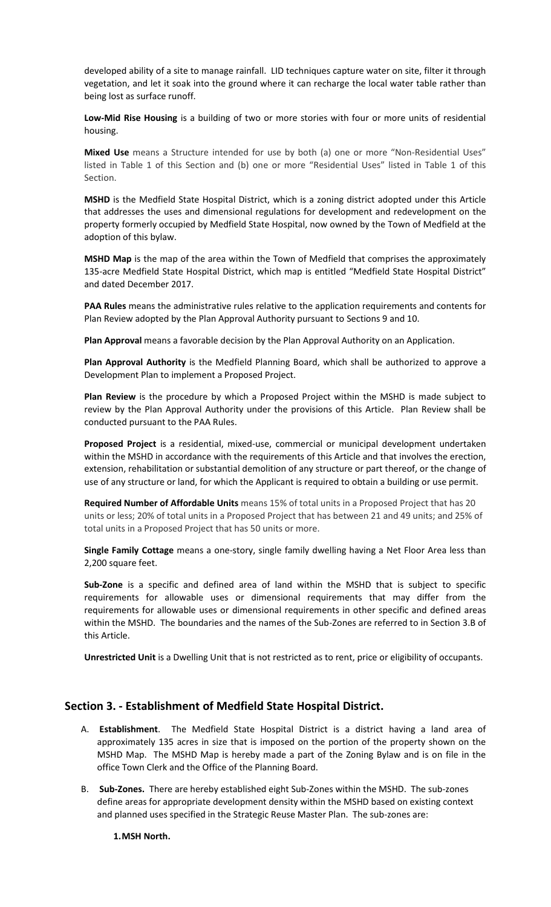developed ability of a site to manage rainfall. LID techniques capture water on site, filter it through vegetation, and let it soak into the ground where it can recharge the local water table rather than being lost as surface runoff.

**Low-Mid Rise Housing** is a building of two or more stories with four or more units of residential housing.

**Mixed Use** means a Structure intended for use by both (a) one or more "Non-Residential Uses" listed in Table 1 of this Section and (b) one or more "Residential Uses" listed in Table 1 of this Section.

**MSHD** is the Medfield State Hospital District, which is a zoning district adopted under this Article that addresses the uses and dimensional regulations for development and redevelopment on the property formerly occupied by Medfield State Hospital, now owned by the Town of Medfield at the adoption of this bylaw.

**MSHD Map** is the map of the area within the Town of Medfield that comprises the approximately 135-acre Medfield State Hospital District, which map is entitled "Medfield State Hospital District" and dated December 2017.

**PAA Rules** means the administrative rules relative to the application requirements and contents for Plan Review adopted by the Plan Approval Authority pursuant to Sections 9 and 10.

**Plan Approval** means a favorable decision by the Plan Approval Authority on an Application.

**Plan Approval Authority** is the Medfield Planning Board, which shall be authorized to approve a Development Plan to implement a Proposed Project.

**Plan Review** is the procedure by which a Proposed Project within the MSHD is made subject to review by the Plan Approval Authority under the provisions of this Article. Plan Review shall be conducted pursuant to the PAA Rules.

**Proposed Project** is a residential, mixed-use, commercial or municipal development undertaken within the MSHD in accordance with the requirements of this Article and that involves the erection, extension, rehabilitation or substantial demolition of any structure or part thereof, or the change of use of any structure or land, for which the Applicant is required to obtain a building or use permit.

**Required Number of Affordable Units** means 15% of total units in a Proposed Project that has 20 units or less; 20% of total units in a Proposed Project that has between 21 and 49 units; and 25% of total units in a Proposed Project that has 50 units or more.

**Single Family Cottage** means a one-story, single family dwelling having a Net Floor Area less than 2,200 square feet.

**Sub-Zone** is a specific and defined area of land within the MSHD that is subject to specific requirements for allowable uses or dimensional requirements that may differ from the requirements for allowable uses or dimensional requirements in other specific and defined areas within the MSHD. The boundaries and the names of the Sub-Zones are referred to in Section 3.B of this Article.

**Unrestricted Unit** is a Dwelling Unit that is not restricted as to rent, price or eligibility of occupants.

## Section 3. - Establishment of Medfield State Hospital District.

A. **Establishment**. The Medfield State Hospital District is a district having a land area of approximately 135 acres in size that is imposed on the portion of the property shown on the MSHD Map. The MSHD Map is hereby made a part of the Zoning Bylaw and is on file in the office Town Clerk and the Office of the Planning Board.

B. **Sub-Zones.** There are hereby established eight Sub-Zones within the MSHD. The sub-zones define areas for appropriate development density within the MSHD based on existing context and planned uses specified in the Strategic Reuse Master Plan. The sub-zones are:

   **1. MSH North.**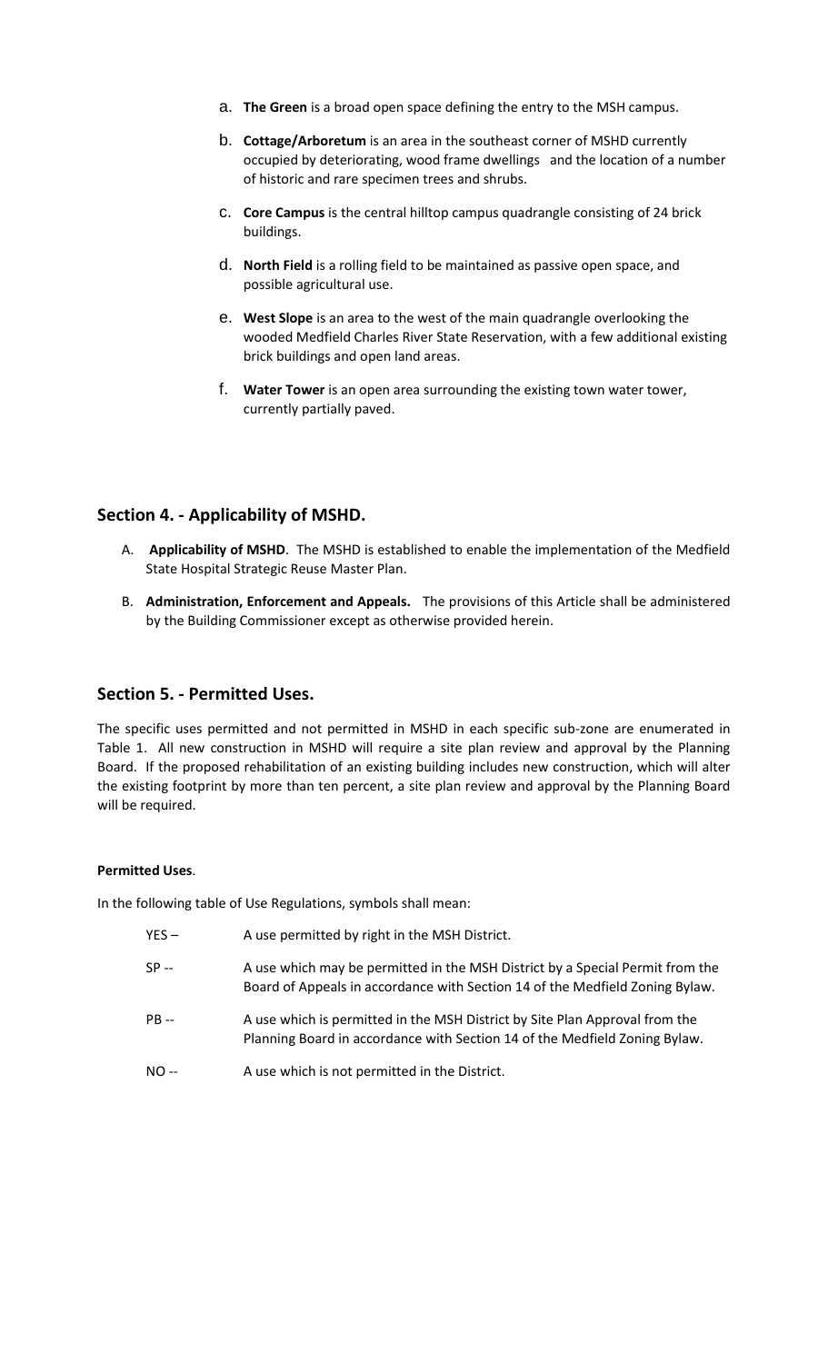a. **The Green** is a broad open space defining the entry to the MSH campus.

b. **Cottage/Arboretum** is an area in the southeast corner of MSHD currently occupied by deteriorating, wood frame dwellings and the location of a number of historic and rare specimen trees and shrubs.

c. **Core Campus** is the central hilltop campus quadrangle consisting of 24 brick buildings.

d. **North Field** is a rolling field to be maintained as passive open space, and possible agricultural use.

e. **West Slope** is an area to the west of the main quadrangle overlooking the wooded Medfield Charles River State Reservation, with a few additional existing brick buildings and open land areas.

f. **Water Tower** is an open area surrounding the existing town water tower, currently partially paved.

## Section 4. - Applicability of MSHD.

A. **Applicability of MSHD**. The MSHD is established to enable the implementation of the Medfield State Hospital Strategic Reuse Master Plan.

B. **Administration, Enforcement and Appeals.** The provisions of this Article shall be administered by the Building Commissioner except as otherwise provided herein.

## Section 5. - Permitted Uses.

The specific uses permitted and not permitted in MSHD in each specific sub-zone are enumerated in Table 1. All new construction in MSHD will require a site plan review and approval by the Planning Board. If the proposed rehabilitation of an existing building includes new construction, which will alter the existing footprint by more than ten percent, a site plan review and approval by the Planning Board will be required.

**Permitted Uses**.

In the following table of Use Regulations, symbols shall mean:

YES – A use permitted by right in the MSH District.

SP -- A use which may be permitted in the MSH District by a Special Permit from the Board of Appeals in accordance with Section 14 of the Medfield Zoning Bylaw.

PB -- A use which is permitted in the MSH District by Site Plan Approval from the Planning Board in accordance with Section 14 of the Medfield Zoning Bylaw.

NO -- A use which is not permitted in the District.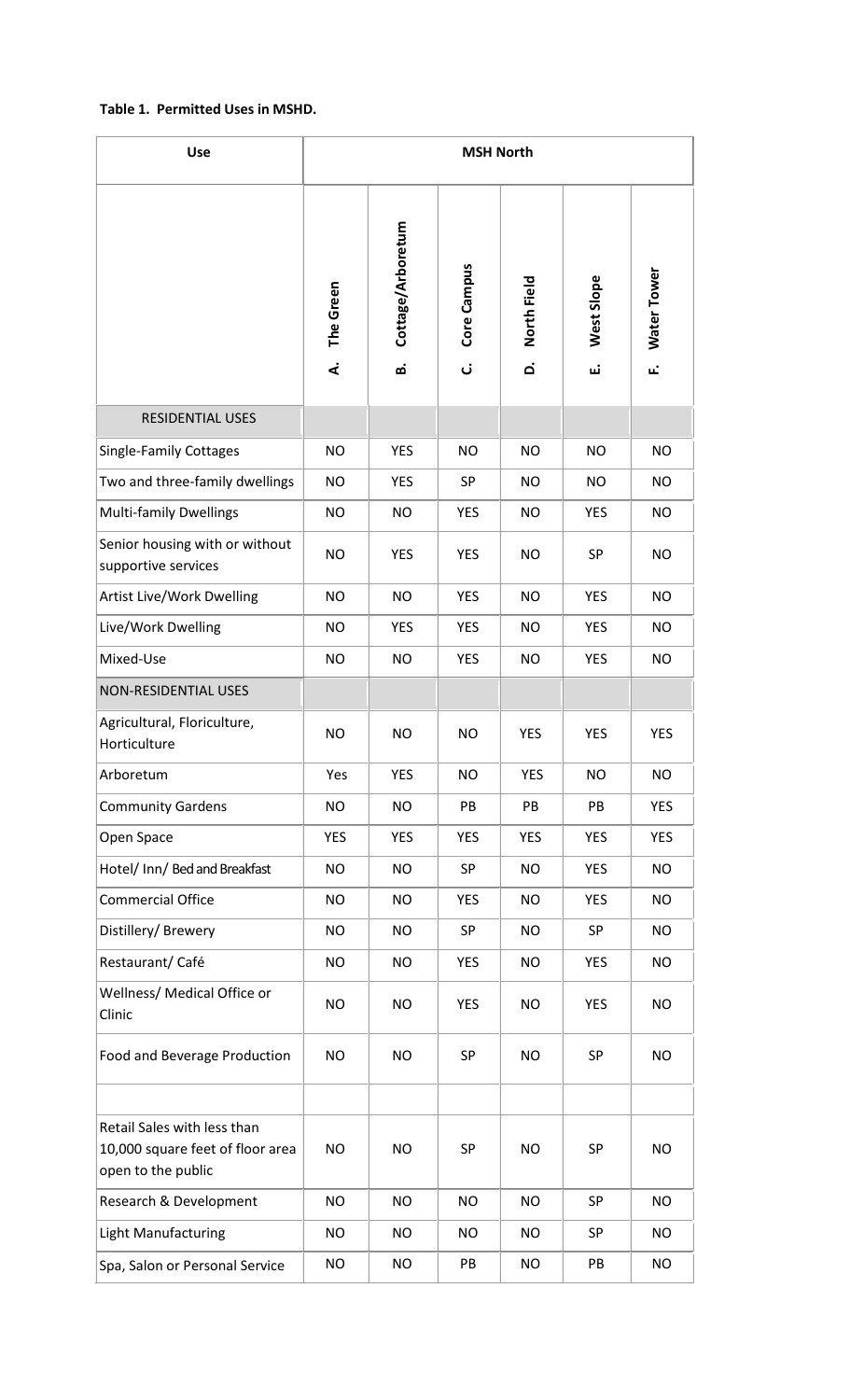**Table 1. Permitted Uses in MSHD.**

| Use | MSH North | | | | | |
|---|---|---|---|---|---|---|
| | A. The Green | B. Cottage/Arboretum | C. Core Campus | D. North Field | E. West Slope | F. Water Tower |
| RESIDENTIAL USES | | | | | | |
| Single-Family Cottages | NO | YES | NO | NO | NO | NO |
| Two and three-family dwellings | NO | YES | SP | NO | NO | NO |
| Multi-family Dwellings | NO | NO | YES | NO | YES | NO |
| Senior housing with or without supportive services | NO | YES | YES | NO | SP | NO |
| Artist Live/Work Dwelling | NO | NO | YES | NO | YES | NO |
| Live/Work Dwelling | NO | YES | YES | NO | YES | NO |
| Mixed-Use | NO | NO | YES | NO | YES | NO |
| NON-RESIDENTIAL USES | | | | | | |
| Agricultural, Floriculture, Horticulture | NO | NO | NO | YES | YES | YES |
| Arboretum | Yes | YES | NO | YES | NO | NO |
| Community Gardens | NO | NO | PB | PB | PB | YES |
| Open Space | YES | YES | YES | YES | YES | YES |
| Hotel/ Inn/ Bed and Breakfast | NO | NO | SP | NO | YES | NO |
| Commercial Office | NO | NO | YES | NO | YES | NO |
| Distillery/ Brewery | NO | NO | SP | NO | SP | NO |
| Restaurant/ Café | NO | NO | YES | NO | YES | NO |
| Wellness/ Medical Office or Clinic | NO | NO | YES | NO | YES | NO |
| Food and Beverage Production | NO | NO | SP | NO | SP | NO |
| | | | | | | |
| Retail Sales with less than 10,000 square feet of floor area open to the public | NO | NO | SP | NO | SP | NO |
| Research & Development | NO | NO | NO | NO | SP | NO |
| Light Manufacturing | NO | NO | NO | NO | SP | NO |
| Spa, Salon or Personal Service | NO | NO | PB | NO | PB | NO |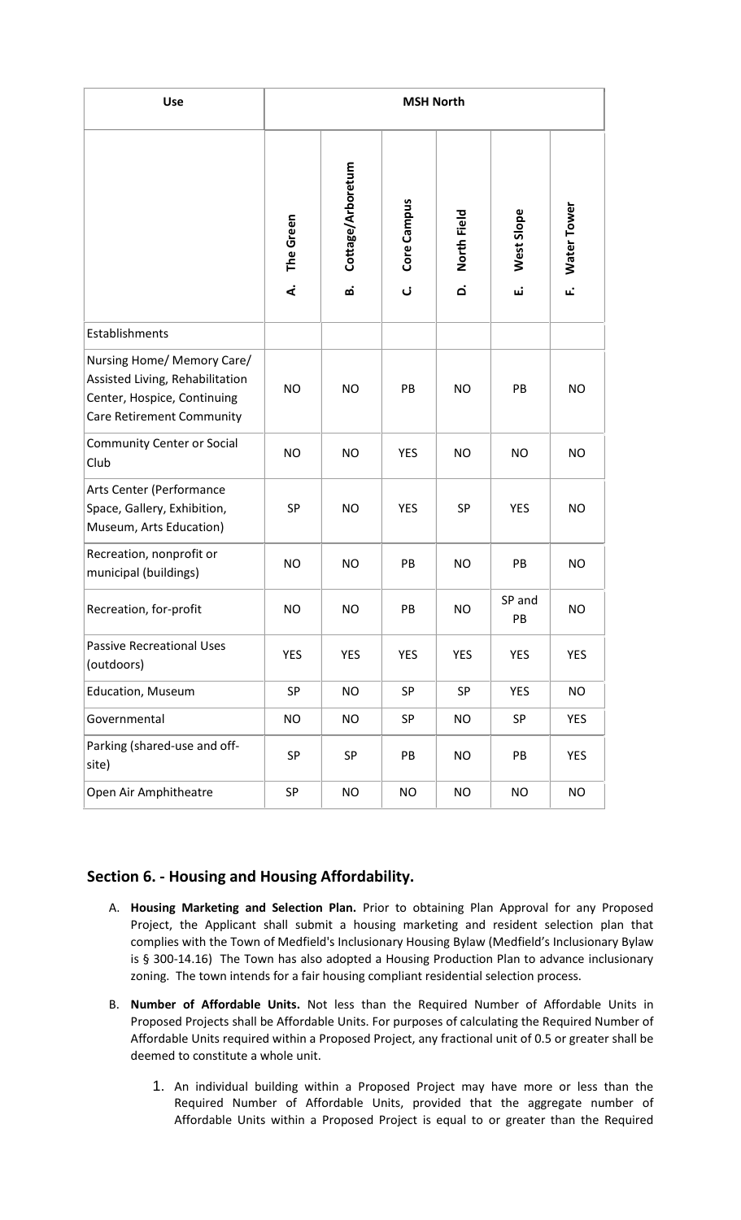| Use | MSH North | | | | | |
|---|---|---|---|---|---|---|
| | A. The Green | B. Cottage/Arboretum | C. Core Campus | D. North Field | E. West Slope | F. Water Tower |
| Establishments | | | | | | |
| Nursing Home/ Memory Care/ Assisted Living, Rehabilitation Center, Hospice, Continuing Care Retirement Community | NO | NO | PB | NO | PB | NO |
| Community Center or Social Club | NO | NO | YES | NO | NO | NO |
| Arts Center (Performance Space, Gallery, Exhibition, Museum, Arts Education) | SP | NO | YES | SP | YES | NO |
| Recreation, nonprofit or municipal (buildings) | NO | NO | PB | NO | PB | NO |
| Recreation, for-profit | NO | NO | PB | NO | SP and PB | NO |
| Passive Recreational Uses (outdoors) | YES | YES | YES | YES | YES | YES |
| Education, Museum | SP | NO | SP | SP | YES | NO |
| Governmental | NO | NO | SP | NO | SP | YES |
| Parking (shared-use and off-site) | SP | SP | PB | NO | PB | YES |
| Open Air Amphitheatre | SP | NO | NO | NO | NO | NO |

## Section 6. - Housing and Housing Affordability.

A. **Housing Marketing and Selection Plan.** Prior to obtaining Plan Approval for any Proposed Project, the Applicant shall submit a housing marketing and resident selection plan that complies with the Town of Medfield's Inclusionary Housing Bylaw (Medfield's Inclusionary Bylaw is § 300-14.16) The Town has also adopted a Housing Production Plan to advance inclusionary zoning. The town intends for a fair housing compliant residential selection process.

B. **Number of Affordable Units.** Not less than the Required Number of Affordable Units in Proposed Projects shall be Affordable Units. For purposes of calculating the Required Number of Affordable Units required within a Proposed Project, any fractional unit of 0.5 or greater shall be deemed to constitute a whole unit.

   1. An individual building within a Proposed Project may have more or less than the Required Number of Affordable Units, provided that the aggregate number of Affordable Units within a Proposed Project is equal to or greater than the Required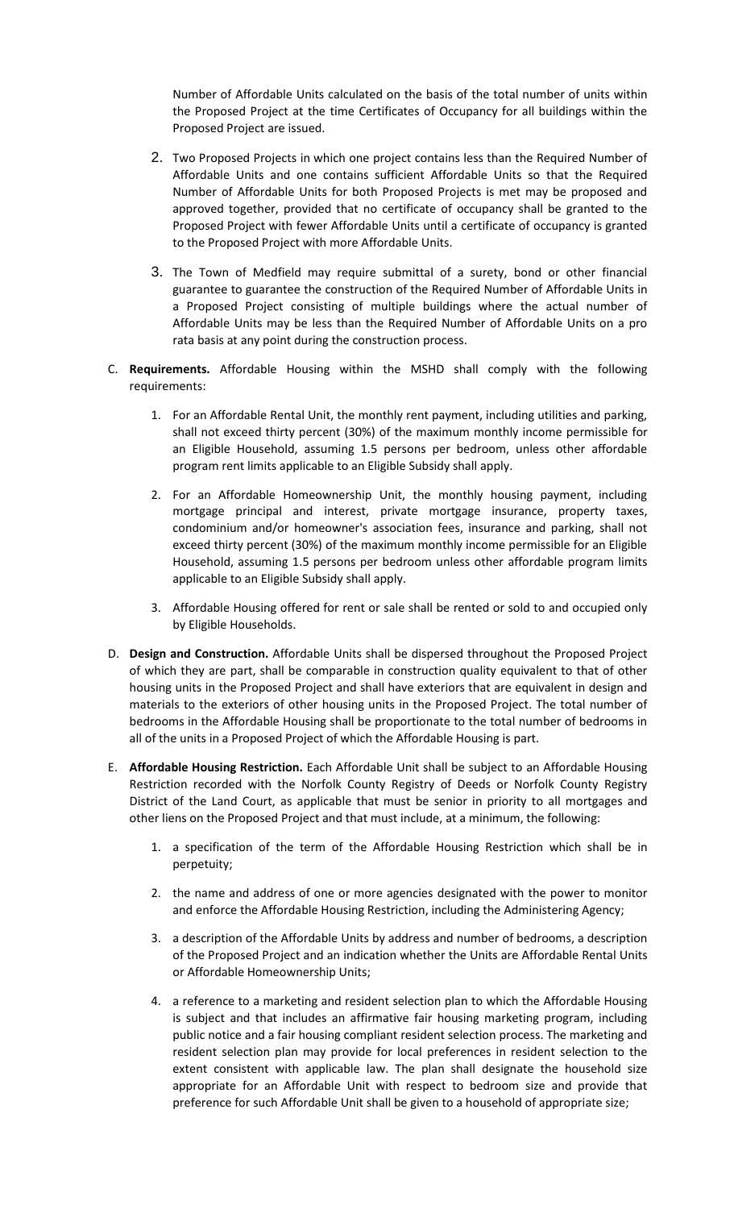Number of Affordable Units calculated on the basis of the total number of units within the Proposed Project at the time Certificates of Occupancy for all buildings within the Proposed Project are issued.

2. Two Proposed Projects in which one project contains less than the Required Number of Affordable Units and one contains sufficient Affordable Units so that the Required Number of Affordable Units for both Proposed Projects is met may be proposed and approved together, provided that no certificate of occupancy shall be granted to the Proposed Project with fewer Affordable Units until a certificate of occupancy is granted to the Proposed Project with more Affordable Units.

3. The Town of Medfield may require submittal of a surety, bond or other financial guarantee to guarantee the construction of the Required Number of Affordable Units in a Proposed Project consisting of multiple buildings where the actual number of Affordable Units may be less than the Required Number of Affordable Units on a pro rata basis at any point during the construction process.

C. **Requirements.** Affordable Housing within the MSHD shall comply with the following requirements:

1. For an Affordable Rental Unit, the monthly rent payment, including utilities and parking, shall not exceed thirty percent (30%) of the maximum monthly income permissible for an Eligible Household, assuming 1.5 persons per bedroom, unless other affordable program rent limits applicable to an Eligible Subsidy shall apply.

2. For an Affordable Homeownership Unit, the monthly housing payment, including mortgage principal and interest, private mortgage insurance, property taxes, condominium and/or homeowner's association fees, insurance and parking, shall not exceed thirty percent (30%) of the maximum monthly income permissible for an Eligible Household, assuming 1.5 persons per bedroom unless other affordable program limits applicable to an Eligible Subsidy shall apply.

3. Affordable Housing offered for rent or sale shall be rented or sold to and occupied only by Eligible Households.

D. **Design and Construction.** Affordable Units shall be dispersed throughout the Proposed Project of which they are part, shall be comparable in construction quality equivalent to that of other housing units in the Proposed Project and shall have exteriors that are equivalent in design and materials to the exteriors of other housing units in the Proposed Project. The total number of bedrooms in the Affordable Housing shall be proportionate to the total number of bedrooms in all of the units in a Proposed Project of which the Affordable Housing is part.

E. **Affordable Housing Restriction.** Each Affordable Unit shall be subject to an Affordable Housing Restriction recorded with the Norfolk County Registry of Deeds or Norfolk County Registry District of the Land Court, as applicable that must be senior in priority to all mortgages and other liens on the Proposed Project and that must include, at a minimum, the following:

1. a specification of the term of the Affordable Housing Restriction which shall be in perpetuity;

2. the name and address of one or more agencies designated with the power to monitor and enforce the Affordable Housing Restriction, including the Administering Agency;

3. a description of the Affordable Units by address and number of bedrooms, a description of the Proposed Project and an indication whether the Units are Affordable Rental Units or Affordable Homeownership Units;

4. a reference to a marketing and resident selection plan to which the Affordable Housing is subject and that includes an affirmative fair housing marketing program, including public notice and a fair housing compliant resident selection process. The marketing and resident selection plan may provide for local preferences in resident selection to the extent consistent with applicable law. The plan shall designate the household size appropriate for an Affordable Unit with respect to bedroom size and provide that preference for such Affordable Unit shall be given to a household of appropriate size;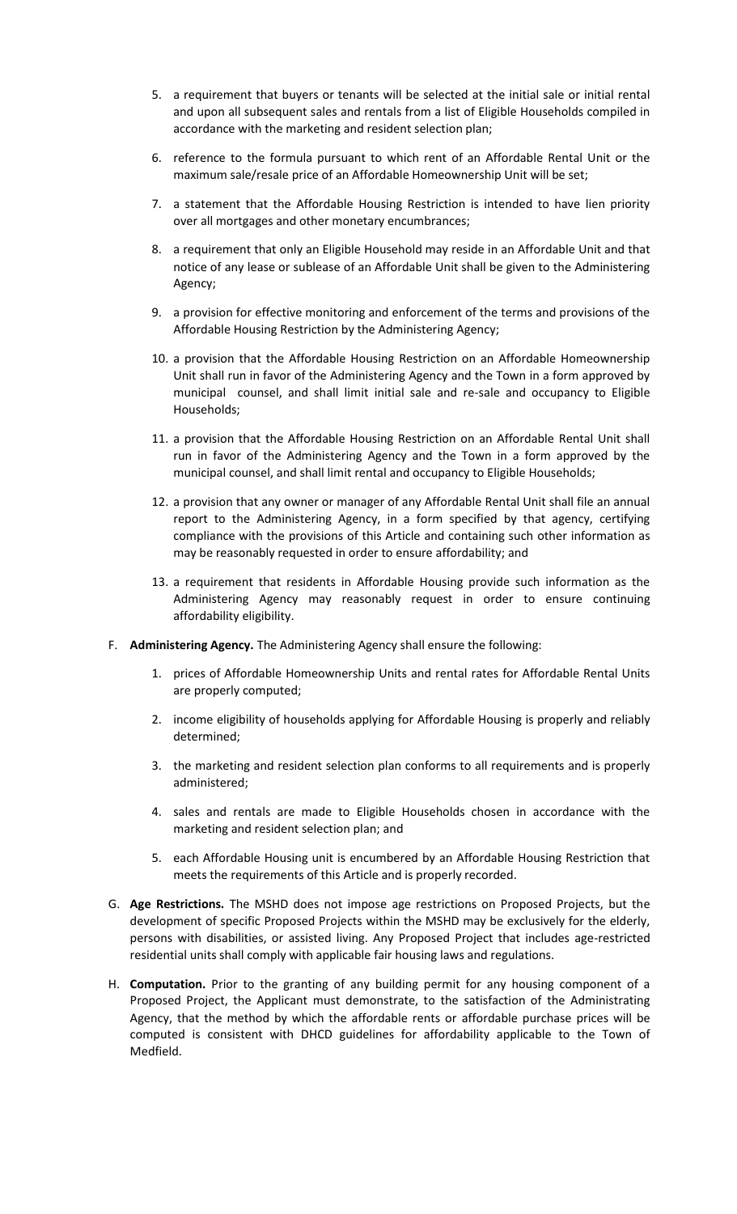5. a requirement that buyers or tenants will be selected at the initial sale or initial rental and upon all subsequent sales and rentals from a list of Eligible Households compiled in accordance with the marketing and resident selection plan;

6. reference to the formula pursuant to which rent of an Affordable Rental Unit or the maximum sale/resale price of an Affordable Homeownership Unit will be set;

7. a statement that the Affordable Housing Restriction is intended to have lien priority over all mortgages and other monetary encumbrances;

8. a requirement that only an Eligible Household may reside in an Affordable Unit and that notice of any lease or sublease of an Affordable Unit shall be given to the Administering Agency;

9. a provision for effective monitoring and enforcement of the terms and provisions of the Affordable Housing Restriction by the Administering Agency;

10. a provision that the Affordable Housing Restriction on an Affordable Homeownership Unit shall run in favor of the Administering Agency and the Town in a form approved by municipal counsel, and shall limit initial sale and re-sale and occupancy to Eligible Households;

11. a provision that the Affordable Housing Restriction on an Affordable Rental Unit shall run in favor of the Administering Agency and the Town in a form approved by the municipal counsel, and shall limit rental and occupancy to Eligible Households;

12. a provision that any owner or manager of any Affordable Rental Unit shall file an annual report to the Administering Agency, in a form specified by that agency, certifying compliance with the provisions of this Article and containing such other information as may be reasonably requested in order to ensure affordability; and

13. a requirement that residents in Affordable Housing provide such information as the Administering Agency may reasonably request in order to ensure continuing affordability eligibility.

F. **Administering Agency.** The Administering Agency shall ensure the following:

1. prices of Affordable Homeownership Units and rental rates for Affordable Rental Units are properly computed;

2. income eligibility of households applying for Affordable Housing is properly and reliably determined;

3. the marketing and resident selection plan conforms to all requirements and is properly administered;

4. sales and rentals are made to Eligible Households chosen in accordance with the marketing and resident selection plan; and

5. each Affordable Housing unit is encumbered by an Affordable Housing Restriction that meets the requirements of this Article and is properly recorded.

G. **Age Restrictions.** The MSHD does not impose age restrictions on Proposed Projects, but the development of specific Proposed Projects within the MSHD may be exclusively for the elderly, persons with disabilities, or assisted living. Any Proposed Project that includes age-restricted residential units shall comply with applicable fair housing laws and regulations.

H. **Computation.** Prior to the granting of any building permit for any housing component of a Proposed Project, the Applicant must demonstrate, to the satisfaction of the Administrating Agency, that the method by which the affordable rents or affordable purchase prices will be computed is consistent with DHCD guidelines for affordability applicable to the Town of Medfield.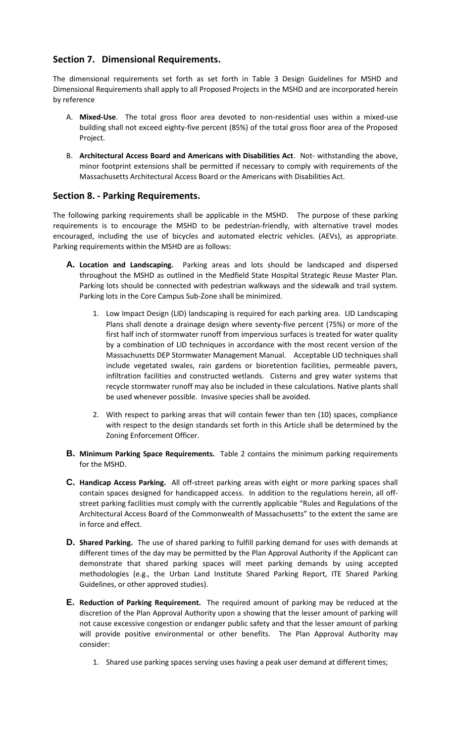## Section 7. Dimensional Requirements.

The dimensional requirements set forth as set forth in Table 3 Design Guidelines for MSHD and Dimensional Requirements shall apply to all Proposed Projects in the MSHD and are incorporated herein by reference

A. **Mixed-Use**. The total gross floor area devoted to non-residential uses within a mixed-use building shall not exceed eighty-five percent (85%) of the total gross floor area of the Proposed Project.

B. **Architectural Access Board and Americans with Disabilities Act**. Not- withstanding the above, minor footprint extensions shall be permitted if necessary to comply with requirements of the Massachusetts Architectural Access Board or the Americans with Disabilities Act.

## Section 8. - Parking Requirements.

The following parking requirements shall be applicable in the MSHD. The purpose of these parking requirements is to encourage the MSHD to be pedestrian-friendly, with alternative travel modes encouraged, including the use of bicycles and automated electric vehicles. (AEVs), as appropriate. Parking requirements within the MSHD are as follows:

**A. Location and Landscaping.** Parking areas and lots should be landscaped and dispersed throughout the MSHD as outlined in the Medfield State Hospital Strategic Reuse Master Plan. Parking lots should be connected with pedestrian walkways and the sidewalk and trail system. Parking lots in the Core Campus Sub-Zone shall be minimized.

1. Low Impact Design (LID) landscaping is required for each parking area. LID Landscaping Plans shall denote a drainage design where seventy-five percent (75%) or more of the first half inch of stormwater runoff from impervious surfaces is treated for water quality by a combination of LID techniques in accordance with the most recent version of the Massachusetts DEP Stormwater Management Manual. Acceptable LID techniques shall include vegetated swales, rain gardens or bioretention facilities, permeable pavers, infiltration facilities and constructed wetlands. Cisterns and grey water systems that recycle stormwater runoff may also be included in these calculations. Native plants shall be used whenever possible. Invasive species shall be avoided.

2. With respect to parking areas that will contain fewer than ten (10) spaces, compliance with respect to the design standards set forth in this Article shall be determined by the Zoning Enforcement Officer.

**B. Minimum Parking Space Requirements.** Table 2 contains the minimum parking requirements for the MSHD.

**C. Handicap Access Parking.** All off-street parking areas with eight or more parking spaces shall contain spaces designed for handicapped access. In addition to the regulations herein, all off-street parking facilities must comply with the currently applicable "Rules and Regulations of the Architectural Access Board of the Commonwealth of Massachusetts" to the extent the same are in force and effect.

**D. Shared Parking.** The use of shared parking to fulfill parking demand for uses with demands at different times of the day may be permitted by the Plan Approval Authority if the Applicant can demonstrate that shared parking spaces will meet parking demands by using accepted methodologies (e.g., the Urban Land Institute Shared Parking Report, ITE Shared Parking Guidelines, or other approved studies).

**E. Reduction of Parking Requirement.** The required amount of parking may be reduced at the discretion of the Plan Approval Authority upon a showing that the lesser amount of parking will not cause excessive congestion or endanger public safety and that the lesser amount of parking will provide positive environmental or other benefits. The Plan Approval Authority may consider:

1. Shared use parking spaces serving uses having a peak user demand at different times;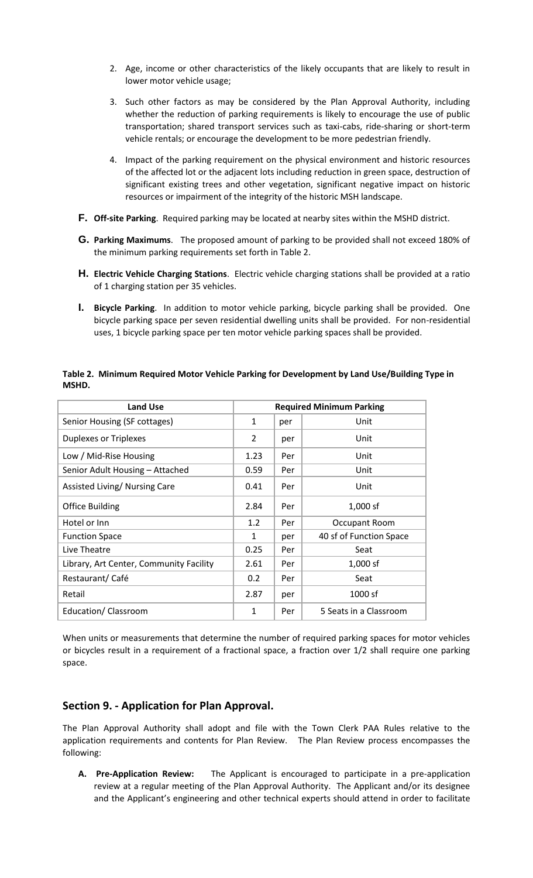2. Age, income or other characteristics of the likely occupants that are likely to result in lower motor vehicle usage;
3. Such other factors as may be considered by the Plan Approval Authority, including whether the reduction of parking requirements is likely to encourage the use of public transportation; shared transport services such as taxi-cabs, ride-sharing or short-term vehicle rentals; or encourage the development to be more pedestrian friendly.
4. Impact of the parking requirement on the physical environment and historic resources of the affected lot or the adjacent lots including reduction in green space, destruction of significant existing trees and other vegetation, significant negative impact on historic resources or impairment of the integrity of the historic MSH landscape.

**F. Off-site Parking**. Required parking may be located at nearby sites within the MSHD district.

**G. Parking Maximums**. The proposed amount of parking to be provided shall not exceed 180% of the minimum parking requirements set forth in Table 2.

**H. Electric Vehicle Charging Stations**. Electric vehicle charging stations shall be provided at a ratio of 1 charging station per 35 vehicles.

**I. Bicycle Parking**. In addition to motor vehicle parking, bicycle parking shall be provided. One bicycle parking space per seven residential dwelling units shall be provided. For non-residential uses, 1 bicycle parking space per ten motor vehicle parking spaces shall be provided.

**Table 2. Minimum Required Motor Vehicle Parking for Development by Land Use/Building Type in MSHD.**

| Land Use | Required Minimum Parking | | |
|---|---|---|---|
| Senior Housing (SF cottages) | 1 | per | Unit |
| Duplexes or Triplexes | 2 | per | Unit |
| Low / Mid-Rise Housing | 1.23 | Per | Unit |
| Senior Adult Housing – Attached | 0.59 | Per | Unit |
| Assisted Living/ Nursing Care | 0.41 | Per | Unit |
| Office Building | 2.84 | Per | 1,000 sf |
| Hotel or Inn | 1.2 | Per | Occupant Room |
| Function Space | 1 | per | 40 sf of Function Space |
| Live Theatre | 0.25 | Per | Seat |
| Library, Art Center, Community Facility | 2.61 | Per | 1,000 sf |
| Restaurant/ Café | 0.2 | Per | Seat |
| Retail | 2.87 | per | 1000 sf |
| Education/ Classroom | 1 | Per | 5 Seats in a Classroom |

When units or measurements that determine the number of required parking spaces for motor vehicles or bicycles result in a requirement of a fractional space, a fraction over 1/2 shall require one parking space.

## Section 9. - Application for Plan Approval.

The Plan Approval Authority shall adopt and file with the Town Clerk PAA Rules relative to the application requirements and contents for Plan Review. The Plan Review process encompasses the following:

**A. Pre-Application Review:** The Applicant is encouraged to participate in a pre-application review at a regular meeting of the Plan Approval Authority. The Applicant and/or its designee and the Applicant's engineering and other technical experts should attend in order to facilitate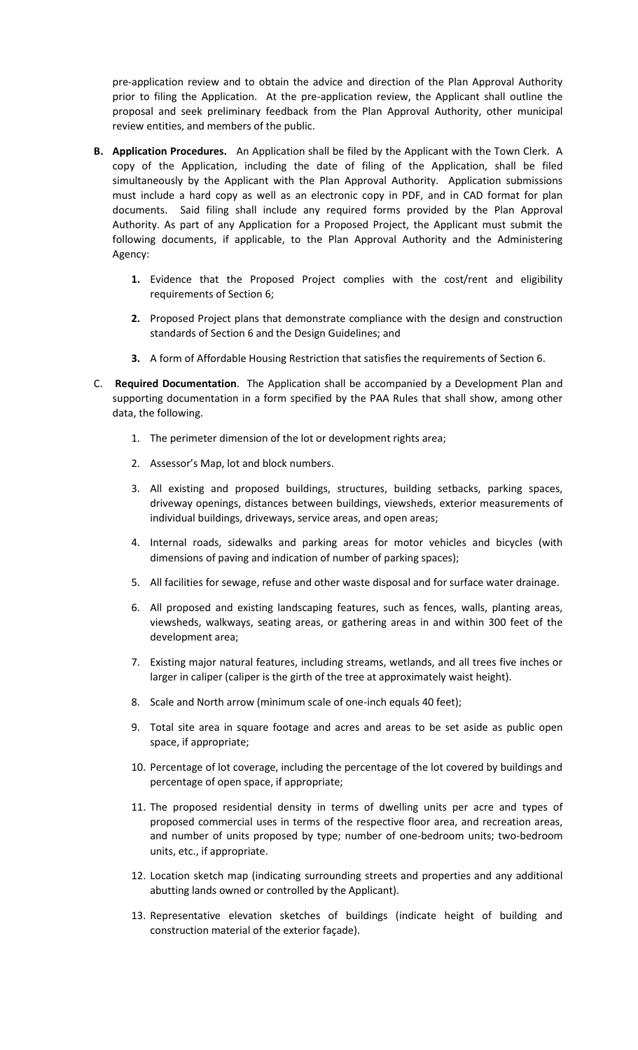pre-application review and to obtain the advice and direction of the Plan Approval Authority prior to filing the Application. At the pre-application review, the Applicant shall outline the proposal and seek preliminary feedback from the Plan Approval Authority, other municipal review entities, and members of the public.

**B. Application Procedures.** An Application shall be filed by the Applicant with the Town Clerk. A copy of the Application, including the date of filing of the Application, shall be filed simultaneously by the Applicant with the Plan Approval Authority. Application submissions must include a hard copy as well as an electronic copy in PDF, and in CAD format for plan documents. Said filing shall include any required forms provided by the Plan Approval Authority. As part of any Application for a Proposed Project, the Applicant must submit the following documents, if applicable, to the Plan Approval Authority and the Administering Agency:

1. Evidence that the Proposed Project complies with the cost/rent and eligibility requirements of Section 6;
2. Proposed Project plans that demonstrate compliance with the design and construction standards of Section 6 and the Design Guidelines; and
3. A form of Affordable Housing Restriction that satisfies the requirements of Section 6.

C. **Required Documentation**. The Application shall be accompanied by a Development Plan and supporting documentation in a form specified by the PAA Rules that shall show, among other data, the following.

1. The perimeter dimension of the lot or development rights area;
2. Assessor's Map, lot and block numbers.
3. All existing and proposed buildings, structures, building setbacks, parking spaces, driveway openings, distances between buildings, viewsheds, exterior measurements of individual buildings, driveways, service areas, and open areas;
4. Internal roads, sidewalks and parking areas for motor vehicles and bicycles (with dimensions of paving and indication of number of parking spaces);
5. All facilities for sewage, refuse and other waste disposal and for surface water drainage.
6. All proposed and existing landscaping features, such as fences, walls, planting areas, viewsheds, walkways, seating areas, or gathering areas in and within 300 feet of the development area;
7. Existing major natural features, including streams, wetlands, and all trees five inches or larger in caliper (caliper is the girth of the tree at approximately waist height).
8. Scale and North arrow (minimum scale of one-inch equals 40 feet);
9. Total site area in square footage and acres and areas to be set aside as public open space, if appropriate;
10. Percentage of lot coverage, including the percentage of the lot covered by buildings and percentage of open space, if appropriate;
11. The proposed residential density in terms of dwelling units per acre and types of proposed commercial uses in terms of the respective floor area, and recreation areas, and number of units proposed by type; number of one-bedroom units; two-bedroom units, etc., if appropriate.
12. Location sketch map (indicating surrounding streets and properties and any additional abutting lands owned or controlled by the Applicant).
13. Representative elevation sketches of buildings (indicate height of building and construction material of the exterior façade).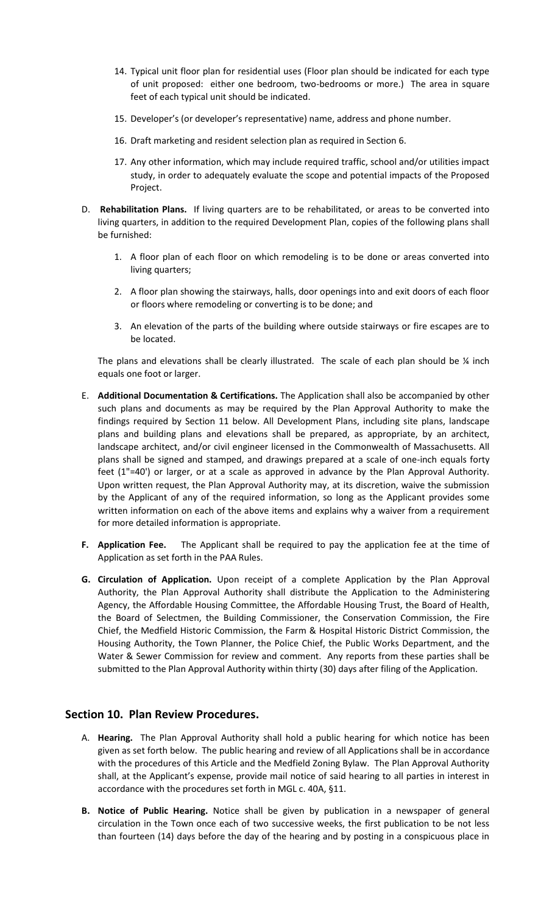14. Typical unit floor plan for residential uses (Floor plan should be indicated for each type of unit proposed: either one bedroom, two-bedrooms or more.) The area in square feet of each typical unit should be indicated.

15. Developer's (or developer's representative) name, address and phone number.

16. Draft marketing and resident selection plan as required in Section 6.

17. Any other information, which may include required traffic, school and/or utilities impact study, in order to adequately evaluate the scope and potential impacts of the Proposed Project.

D. **Rehabilitation Plans.** If living quarters are to be rehabilitated, or areas to be converted into living quarters, in addition to the required Development Plan, copies of the following plans shall be furnished:

   1. A floor plan of each floor on which remodeling is to be done or areas converted into living quarters;

   2. A floor plan showing the stairways, halls, door openings into and exit doors of each floor or floors where remodeling or converting is to be done; and

   3. An elevation of the parts of the building where outside stairways or fire escapes are to be located.

   The plans and elevations shall be clearly illustrated. The scale of each plan should be ¼ inch equals one foot or larger.

E. **Additional Documentation & Certifications.** The Application shall also be accompanied by other such plans and documents as may be required by the Plan Approval Authority to make the findings required by Section 11 below. All Development Plans, including site plans, landscape plans and building plans and elevations shall be prepared, as appropriate, by an architect, landscape architect, and/or civil engineer licensed in the Commonwealth of Massachusetts. All plans shall be signed and stamped, and drawings prepared at a scale of one-inch equals forty feet (1"=40') or larger, or at a scale as approved in advance by the Plan Approval Authority. Upon written request, the Plan Approval Authority may, at its discretion, waive the submission by the Applicant of any of the required information, so long as the Applicant provides some written information on each of the above items and explains why a waiver from a requirement for more detailed information is appropriate.

**F. Application Fee.** The Applicant shall be required to pay the application fee at the time of Application as set forth in the PAA Rules.

**G. Circulation of Application.** Upon receipt of a complete Application by the Plan Approval Authority, the Plan Approval Authority shall distribute the Application to the Administering Agency, the Affordable Housing Committee, the Affordable Housing Trust, the Board of Health, the Board of Selectmen, the Building Commissioner, the Conservation Commission, the Fire Chief, the Medfield Historic Commission, the Farm & Hospital Historic District Commission, the Housing Authority, the Town Planner, the Police Chief, the Public Works Department, and the Water & Sewer Commission for review and comment. Any reports from these parties shall be submitted to the Plan Approval Authority within thirty (30) days after filing of the Application.

## Section 10. Plan Review Procedures.

A. **Hearing.** The Plan Approval Authority shall hold a public hearing for which notice has been given as set forth below. The public hearing and review of all Applications shall be in accordance with the procedures of this Article and the Medfield Zoning Bylaw. The Plan Approval Authority shall, at the Applicant's expense, provide mail notice of said hearing to all parties in interest in accordance with the procedures set forth in MGL c. 40A, §11.

**B. Notice of Public Hearing.** Notice shall be given by publication in a newspaper of general circulation in the Town once each of two successive weeks, the first publication to be not less than fourteen (14) days before the day of the hearing and by posting in a conspicuous place in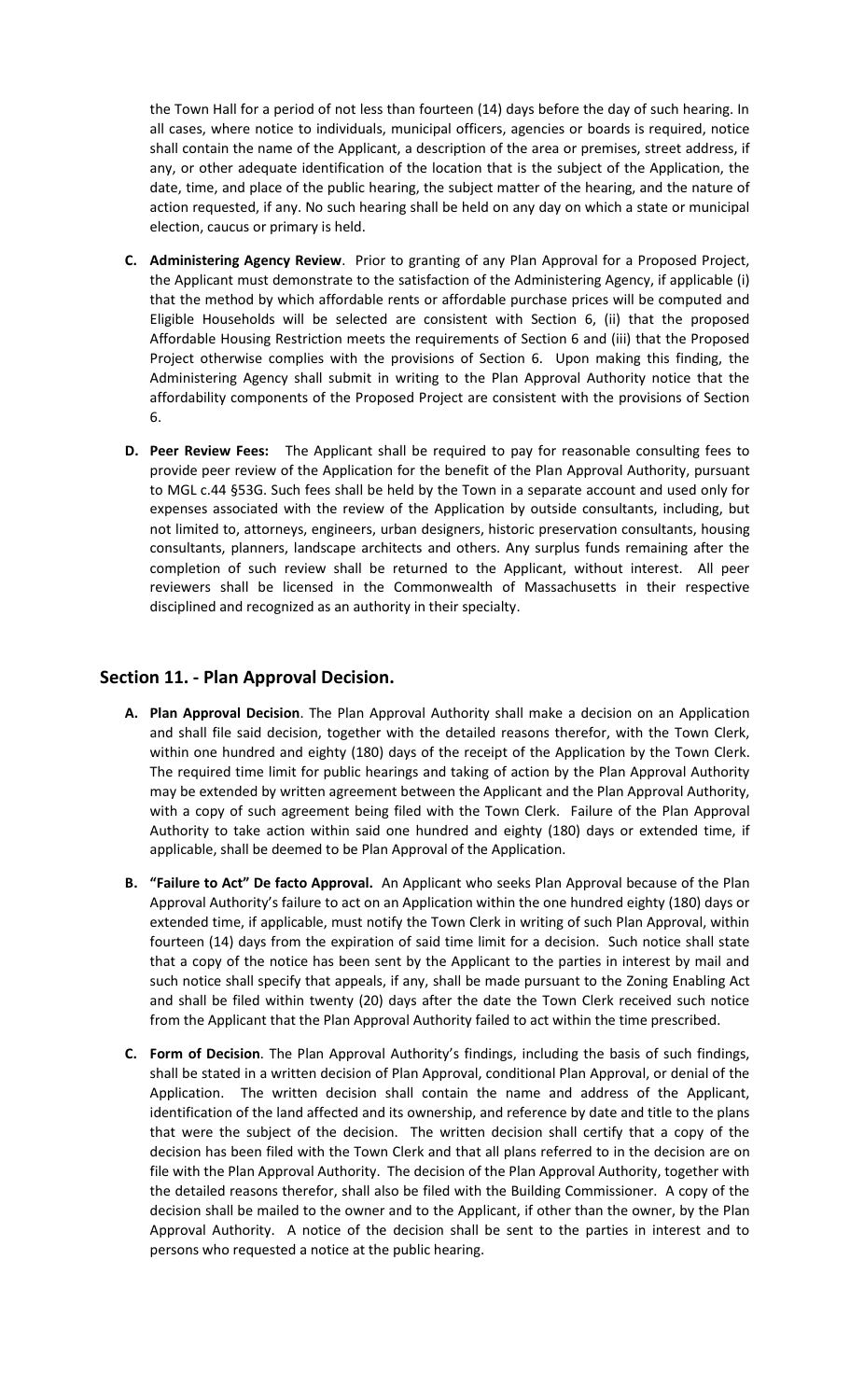the Town Hall for a period of not less than fourteen (14) days before the day of such hearing. In all cases, where notice to individuals, municipal officers, agencies or boards is required, notice shall contain the name of the Applicant, a description of the area or premises, street address, if any, or other adequate identification of the location that is the subject of the Application, the date, time, and place of the public hearing, the subject matter of the hearing, and the nature of action requested, if any. No such hearing shall be held on any day on which a state or municipal election, caucus or primary is held.

**C. Administering Agency Review**. Prior to granting of any Plan Approval for a Proposed Project, the Applicant must demonstrate to the satisfaction of the Administering Agency, if applicable (i) that the method by which affordable rents or affordable purchase prices will be computed and Eligible Households will be selected are consistent with Section 6, (ii) that the proposed Affordable Housing Restriction meets the requirements of Section 6 and (iii) that the Proposed Project otherwise complies with the provisions of Section 6. Upon making this finding, the Administering Agency shall submit in writing to the Plan Approval Authority notice that the affordability components of the Proposed Project are consistent with the provisions of Section 6.

**D. Peer Review Fees:** The Applicant shall be required to pay for reasonable consulting fees to provide peer review of the Application for the benefit of the Plan Approval Authority, pursuant to MGL c.44 §53G. Such fees shall be held by the Town in a separate account and used only for expenses associated with the review of the Application by outside consultants, including, but not limited to, attorneys, engineers, urban designers, historic preservation consultants, housing consultants, planners, landscape architects and others. Any surplus funds remaining after the completion of such review shall be returned to the Applicant, without interest. All peer reviewers shall be licensed in the Commonwealth of Massachusetts in their respective disciplined and recognized as an authority in their specialty.

## Section 11. - Plan Approval Decision.

**A. Plan Approval Decision**. The Plan Approval Authority shall make a decision on an Application and shall file said decision, together with the detailed reasons therefor, with the Town Clerk, within one hundred and eighty (180) days of the receipt of the Application by the Town Clerk. The required time limit for public hearings and taking of action by the Plan Approval Authority may be extended by written agreement between the Applicant and the Plan Approval Authority, with a copy of such agreement being filed with the Town Clerk. Failure of the Plan Approval Authority to take action within said one hundred and eighty (180) days or extended time, if applicable, shall be deemed to be Plan Approval of the Application.

**B. "Failure to Act" De facto Approval.** An Applicant who seeks Plan Approval because of the Plan Approval Authority's failure to act on an Application within the one hundred eighty (180) days or extended time, if applicable, must notify the Town Clerk in writing of such Plan Approval, within fourteen (14) days from the expiration of said time limit for a decision. Such notice shall state that a copy of the notice has been sent by the Applicant to the parties in interest by mail and such notice shall specify that appeals, if any, shall be made pursuant to the Zoning Enabling Act and shall be filed within twenty (20) days after the date the Town Clerk received such notice from the Applicant that the Plan Approval Authority failed to act within the time prescribed.

**C. Form of Decision**. The Plan Approval Authority's findings, including the basis of such findings, shall be stated in a written decision of Plan Approval, conditional Plan Approval, or denial of the Application. The written decision shall contain the name and address of the Applicant, identification of the land affected and its ownership, and reference by date and title to the plans that were the subject of the decision. The written decision shall certify that a copy of the decision has been filed with the Town Clerk and that all plans referred to in the decision are on file with the Plan Approval Authority. The decision of the Plan Approval Authority, together with the detailed reasons therefor, shall also be filed with the Building Commissioner. A copy of the decision shall be mailed to the owner and to the Applicant, if other than the owner, by the Plan Approval Authority. A notice of the decision shall be sent to the parties in interest and to persons who requested a notice at the public hearing.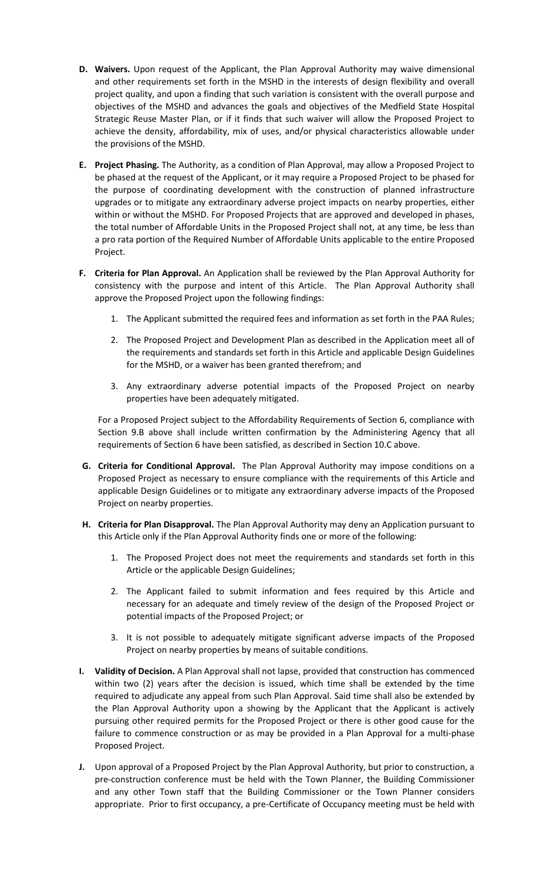**D. Waivers.** Upon request of the Applicant, the Plan Approval Authority may waive dimensional and other requirements set forth in the MSHD in the interests of design flexibility and overall project quality, and upon a finding that such variation is consistent with the overall purpose and objectives of the MSHD and advances the goals and objectives of the Medfield State Hospital Strategic Reuse Master Plan, or if it finds that such waiver will allow the Proposed Project to achieve the density, affordability, mix of uses, and/or physical characteristics allowable under the provisions of the MSHD.

**E. Project Phasing.** The Authority, as a condition of Plan Approval, may allow a Proposed Project to be phased at the request of the Applicant, or it may require a Proposed Project to be phased for the purpose of coordinating development with the construction of planned infrastructure upgrades or to mitigate any extraordinary adverse project impacts on nearby properties, either within or without the MSHD. For Proposed Projects that are approved and developed in phases, the total number of Affordable Units in the Proposed Project shall not, at any time, be less than a pro rata portion of the Required Number of Affordable Units applicable to the entire Proposed Project.

**F. Criteria for Plan Approval.** An Application shall be reviewed by the Plan Approval Authority for consistency with the purpose and intent of this Article. The Plan Approval Authority shall approve the Proposed Project upon the following findings:

1. The Applicant submitted the required fees and information as set forth in the PAA Rules;
2. The Proposed Project and Development Plan as described in the Application meet all of the requirements and standards set forth in this Article and applicable Design Guidelines for the MSHD, or a waiver has been granted therefrom; and
3. Any extraordinary adverse potential impacts of the Proposed Project on nearby properties have been adequately mitigated.

For a Proposed Project subject to the Affordability Requirements of Section 6, compliance with Section 9.B above shall include written confirmation by the Administering Agency that all requirements of Section 6 have been satisfied, as described in Section 10.C above.

**G. Criteria for Conditional Approval.** The Plan Approval Authority may impose conditions on a Proposed Project as necessary to ensure compliance with the requirements of this Article and applicable Design Guidelines or to mitigate any extraordinary adverse impacts of the Proposed Project on nearby properties.

**H. Criteria for Plan Disapproval.** The Plan Approval Authority may deny an Application pursuant to this Article only if the Plan Approval Authority finds one or more of the following:

1. The Proposed Project does not meet the requirements and standards set forth in this Article or the applicable Design Guidelines;
2. The Applicant failed to submit information and fees required by this Article and necessary for an adequate and timely review of the design of the Proposed Project or potential impacts of the Proposed Project; or
3. It is not possible to adequately mitigate significant adverse impacts of the Proposed Project on nearby properties by means of suitable conditions.

**I. Validity of Decision.** A Plan Approval shall not lapse, provided that construction has commenced within two (2) years after the decision is issued, which time shall be extended by the time required to adjudicate any appeal from such Plan Approval. Said time shall also be extended by the Plan Approval Authority upon a showing by the Applicant that the Applicant is actively pursuing other required permits for the Proposed Project or there is other good cause for the failure to commence construction or as may be provided in a Plan Approval for a multi-phase Proposed Project.

**J.** Upon approval of a Proposed Project by the Plan Approval Authority, but prior to construction, a pre-construction conference must be held with the Town Planner, the Building Commissioner and any other Town staff that the Building Commissioner or the Town Planner considers appropriate. Prior to first occupancy, a pre-Certificate of Occupancy meeting must be held with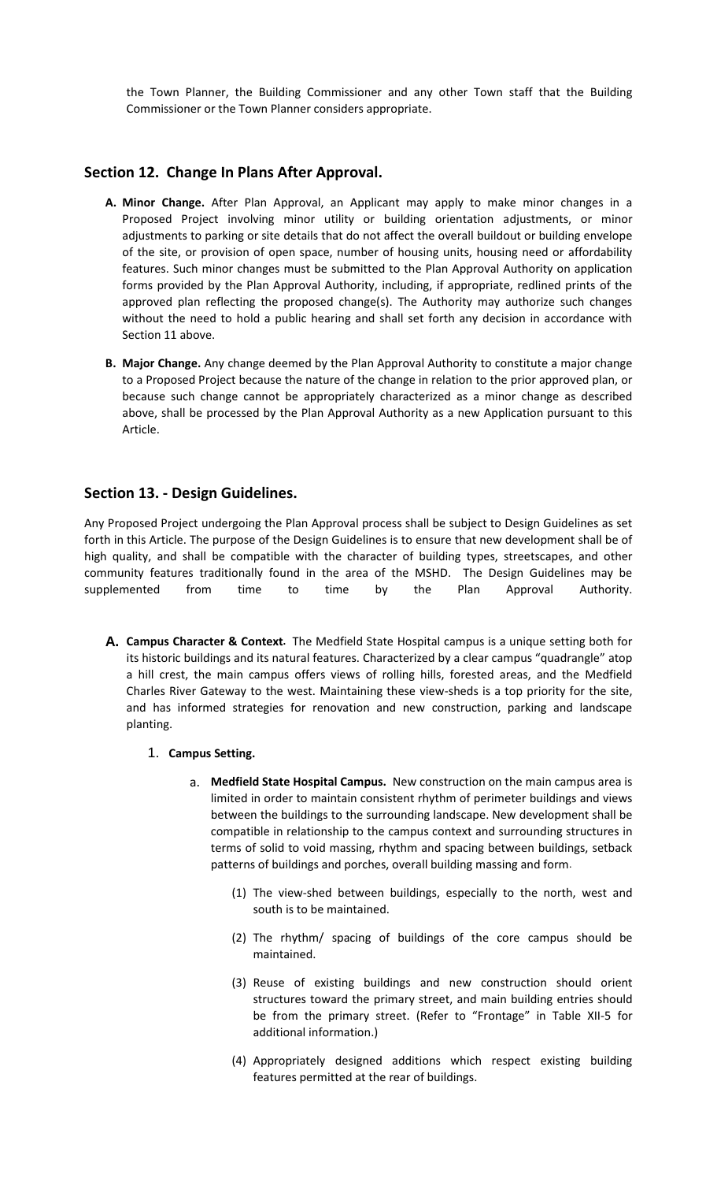the Town Planner, the Building Commissioner and any other Town staff that the Building Commissioner or the Town Planner considers appropriate.

## Section 12. Change In Plans After Approval.

**A. Minor Change.** After Plan Approval, an Applicant may apply to make minor changes in a Proposed Project involving minor utility or building orientation adjustments, or minor adjustments to parking or site details that do not affect the overall buildout or building envelope of the site, or provision of open space, number of housing units, housing need or affordability features. Such minor changes must be submitted to the Plan Approval Authority on application forms provided by the Plan Approval Authority, including, if appropriate, redlined prints of the approved plan reflecting the proposed change(s). The Authority may authorize such changes without the need to hold a public hearing and shall set forth any decision in accordance with Section 11 above.

**B. Major Change.** Any change deemed by the Plan Approval Authority to constitute a major change to a Proposed Project because the nature of the change in relation to the prior approved plan, or because such change cannot be appropriately characterized as a minor change as described above, shall be processed by the Plan Approval Authority as a new Application pursuant to this Article.

## Section 13. - Design Guidelines.

Any Proposed Project undergoing the Plan Approval process shall be subject to Design Guidelines as set forth in this Article. The purpose of the Design Guidelines is to ensure that new development shall be of high quality, and shall be compatible with the character of building types, streetscapes, and other community features traditionally found in the area of the MSHD. The Design Guidelines may be supplemented from time to time by the Plan Approval Authority.

**A. Campus Character & Context.** The Medfield State Hospital campus is a unique setting both for its historic buildings and its natural features. Characterized by a clear campus "quadrangle" atop a hill crest, the main campus offers views of rolling hills, forested areas, and the Medfield Charles River Gateway to the west. Maintaining these view-sheds is a top priority for the site, and has informed strategies for renovation and new construction, parking and landscape planting.

1. **Campus Setting.**

   a. **Medfield State Hospital Campus.** New construction on the main campus area is limited in order to maintain consistent rhythm of perimeter buildings and views between the buildings to the surrounding landscape. New development shall be compatible in relationship to the campus context and surrounding structures in terms of solid to void massing, rhythm and spacing between buildings, setback patterns of buildings and porches, overall building massing and form.

      (1) The view-shed between buildings, especially to the north, west and south is to be maintained.

      (2) The rhythm/ spacing of buildings of the core campus should be maintained.

      (3) Reuse of existing buildings and new construction should orient structures toward the primary street, and main building entries should be from the primary street. (Refer to "Frontage" in Table XII-5 for additional information.)

      (4) Appropriately designed additions which respect existing building features permitted at the rear of buildings.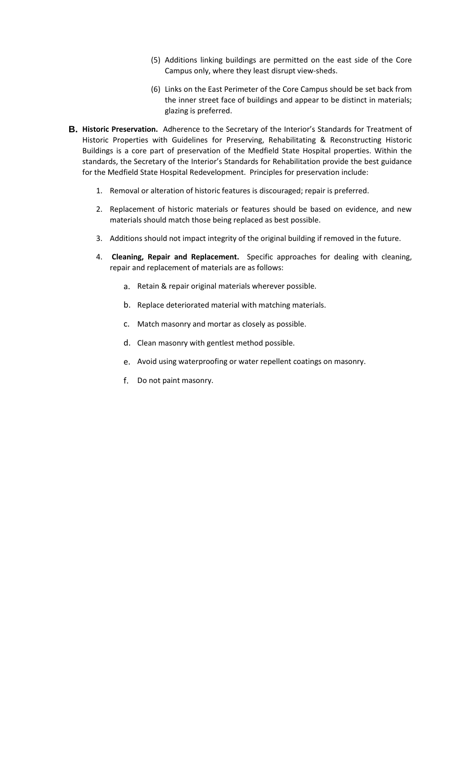(5) Additions linking buildings are permitted on the east side of the Core Campus only, where they least disrupt view-sheds.

(6) Links on the East Perimeter of the Core Campus should be set back from the inner street face of buildings and appear to be distinct in materials; glazing is preferred.

**B. Historic Preservation.** Adherence to the Secretary of the Interior's Standards for Treatment of Historic Properties with Guidelines for Preserving, Rehabilitating & Reconstructing Historic Buildings is a core part of preservation of the Medfield State Hospital properties. Within the standards, the Secretary of the Interior's Standards for Rehabilitation provide the best guidance for the Medfield State Hospital Redevelopment. Principles for preservation include:

1. Removal or alteration of historic features is discouraged; repair is preferred.

2. Replacement of historic materials or features should be based on evidence, and new materials should match those being replaced as best possible.

3. Additions should not impact integrity of the original building if removed in the future.

4. **Cleaning, Repair and Replacement.** Specific approaches for dealing with cleaning, repair and replacement of materials are as follows:

   a. Retain & repair original materials wherever possible.

   b. Replace deteriorated material with matching materials.

   c. Match masonry and mortar as closely as possible.

   d. Clean masonry with gentlest method possible.

   e. Avoid using waterproofing or water repellent coatings on masonry.

   f. Do not paint masonry.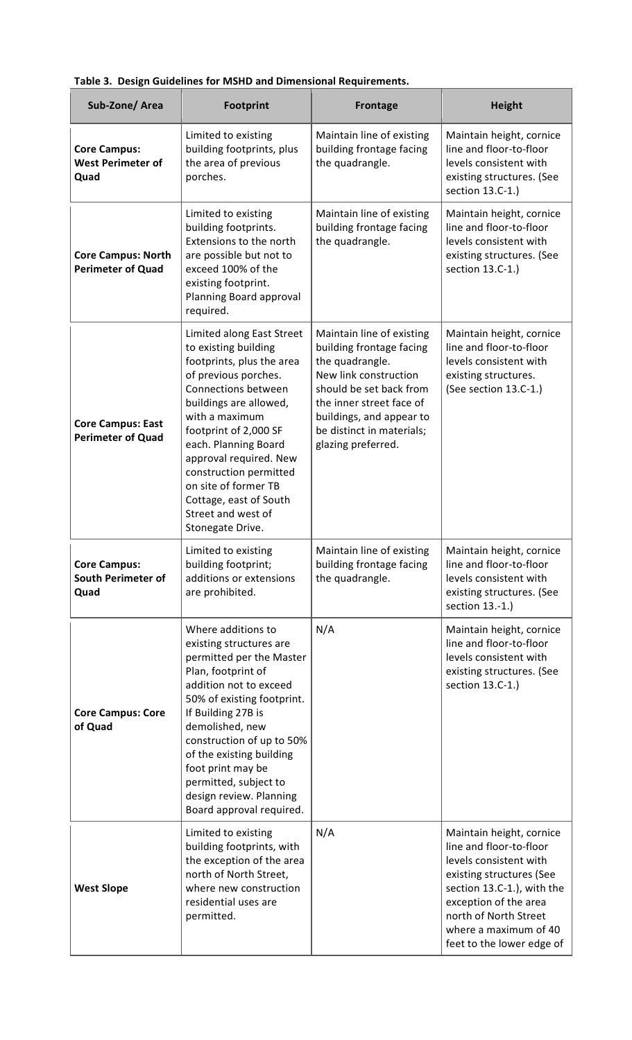**Table 3. Design Guidelines for MSHD and Dimensional Requirements.**

| Sub-Zone/ Area | Footprint | Frontage | Height |
|---|---|---|---|
| **Core Campus: West Perimeter of Quad** | Limited to existing building footprints, plus the area of previous porches. | Maintain line of existing building frontage facing the quadrangle. | Maintain height, cornice line and floor-to-floor levels consistent with existing structures. (See section 13.C-1.) |
| **Core Campus: North Perimeter of Quad** | Limited to existing building footprints. Extensions to the north are possible but not to exceed 100% of the existing footprint. Planning Board approval required. | Maintain line of existing building frontage facing the quadrangle. | Maintain height, cornice line and floor-to-floor levels consistent with existing structures. (See section 13.C-1.) |
| **Core Campus: East Perimeter of Quad** | Limited along East Street to existing building footprints, plus the area of previous porches. Connections between buildings are allowed, with a maximum footprint of 2,000 SF each. Planning Board approval required. New construction permitted on site of former TB Cottage, east of South Street and west of Stonegate Drive. | Maintain line of existing building frontage facing the quadrangle. New link construction should be set back from the inner street face of buildings, and appear to be distinct in materials; glazing preferred. | Maintain height, cornice line and floor-to-floor levels consistent with existing structures. (See section 13.C-1.) |
| **Core Campus: South Perimeter of Quad** | Limited to existing building footprint; additions or extensions are prohibited. | Maintain line of existing building frontage facing the quadrangle. | Maintain height, cornice line and floor-to-floor levels consistent with existing structures. (See section 13.-1.) |
| **Core Campus: Core of Quad** | Where additions to existing structures are permitted per the Master Plan, footprint of addition not to exceed 50% of existing footprint. If Building 27B is demolished, new construction of up to 50% of the existing building foot print may be permitted, subject to design review. Planning Board approval required. | N/A | Maintain height, cornice line and floor-to-floor levels consistent with existing structures. (See section 13.C-1.) |
| **West Slope** | Limited to existing building footprints, with the exception of the area north of North Street, where new construction residential uses are permitted. | N/A | Maintain height, cornice line and floor-to-floor levels consistent with existing structures (See section 13.C-1.), with the exception of the area north of North Street where a maximum of 40 feet to the lower edge of |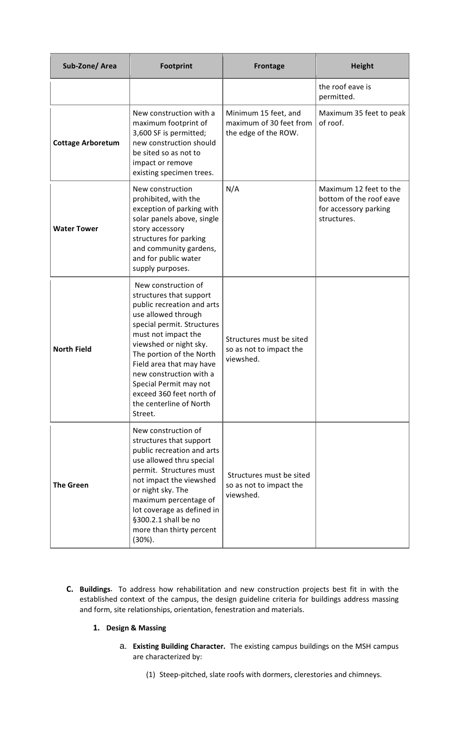| Sub-Zone/ Area | Footprint | Frontage | Height |
|---|---|---|---|
| | | | the roof eave is permitted. |
| **Cottage Arboretum** | New construction with a maximum footprint of 3,600 SF is permitted; new construction should be sited so as not to impact or remove existing specimen trees. | Minimum 15 feet, and maximum of 30 feet from the edge of the ROW. | Maximum 35 feet to peak of roof. |
| **Water Tower** | New construction prohibited, with the exception of parking with solar panels above, single story accessory structures for parking and community gardens, and for public water supply purposes. | N/A | Maximum 12 feet to the bottom of the roof eave for accessory parking structures. |
| **North Field** | New construction of structures that support public recreation and arts use allowed through special permit. Structures must not impact the viewshed or night sky. The portion of the North Field area that may have new construction with a Special Permit may not exceed 360 feet north of the centerline of North Street. | Structures must be sited so as not to impact the viewshed. | |
| **The Green** | New construction of structures that support public recreation and arts use allowed thru special permit. Structures must not impact the viewshed or night sky. The maximum percentage of lot coverage as defined in §300.2.1 shall be no more than thirty percent (30%). | Structures must be sited so as not to impact the viewshed. | |

**C. Buildings.** To address how rehabilitation and new construction projects best fit in with the established context of the campus, the design guideline criteria for buildings address massing and form, site relationships, orientation, fenestration and materials.

**1. Design & Massing**

a. **Existing Building Character.** The existing campus buildings on the MSH campus are characterized by:

(1) Steep-pitched, slate roofs with dormers, clerestories and chimneys.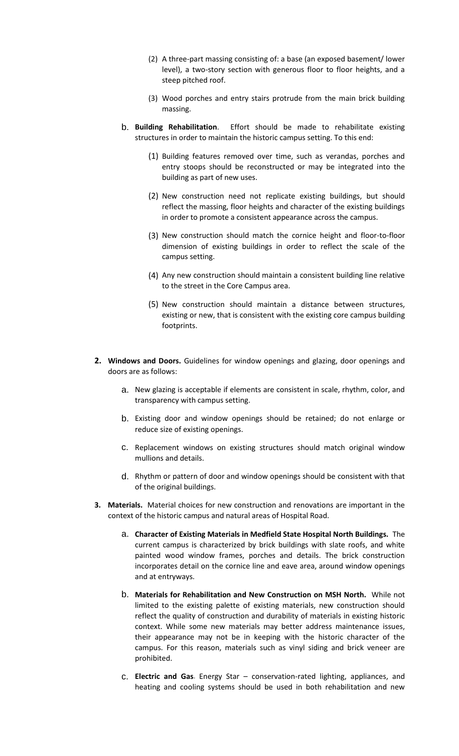(2) A three-part massing consisting of: a base (an exposed basement/ lower level), a two-story section with generous floor to floor heights, and a steep pitched roof.

(3) Wood porches and entry stairs protrude from the main brick building massing.

b. **Building Rehabilitation**. Effort should be made to rehabilitate existing structures in order to maintain the historic campus setting. To this end:

(1) Building features removed over time, such as verandas, porches and entry stoops should be reconstructed or may be integrated into the building as part of new uses.

(2) New construction need not replicate existing buildings, but should reflect the massing, floor heights and character of the existing buildings in order to promote a consistent appearance across the campus.

(3) New construction should match the cornice height and floor-to-floor dimension of existing buildings in order to reflect the scale of the campus setting.

(4) Any new construction should maintain a consistent building line relative to the street in the Core Campus area.

(5) New construction should maintain a distance between structures, existing or new, that is consistent with the existing core campus building footprints.

**2. Windows and Doors.** Guidelines for window openings and glazing, door openings and doors are as follows:

a. New glazing is acceptable if elements are consistent in scale, rhythm, color, and transparency with campus setting.

b. Existing door and window openings should be retained; do not enlarge or reduce size of existing openings.

c. Replacement windows on existing structures should match original window mullions and details.

d. Rhythm or pattern of door and window openings should be consistent with that of the original buildings.

**3. Materials.** Material choices for new construction and renovations are important in the context of the historic campus and natural areas of Hospital Road.

a. **Character of Existing Materials in Medfield State Hospital North Buildings.** The current campus is characterized by brick buildings with slate roofs, and white painted wood window frames, porches and details. The brick construction incorporates detail on the cornice line and eave area, around window openings and at entryways.

b. **Materials for Rehabilitation and New Construction on MSH North.** While not limited to the existing palette of existing materials, new construction should reflect the quality of construction and durability of materials in existing historic context. While some new materials may better address maintenance issues, their appearance may not be in keeping with the historic character of the campus. For this reason, materials such as vinyl siding and brick veneer are prohibited.

c. **Electric and Gas**. Energy Star – conservation-rated lighting, appliances, and heating and cooling systems should be used in both rehabilitation and new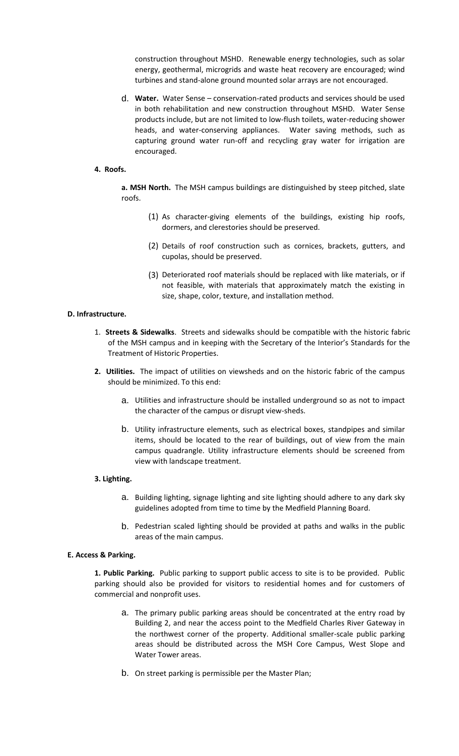construction throughout MSHD. Renewable energy technologies, such as solar energy, geothermal, microgrids and waste heat recovery are encouraged; wind turbines and stand-alone ground mounted solar arrays are not encouraged.

d. **Water.** Water Sense – conservation-rated products and services should be used in both rehabilitation and new construction throughout MSHD. Water Sense products include, but are not limited to low-flush toilets, water-reducing shower heads, and water-conserving appliances. Water saving methods, such as capturing ground water run-off and recycling gray water for irrigation are encouraged.

**4. Roofs.**

**a. MSH North.** The MSH campus buildings are distinguished by steep pitched, slate roofs.

(1) As character-giving elements of the buildings, existing hip roofs, dormers, and clerestories should be preserved.

(2) Details of roof construction such as cornices, brackets, gutters, and cupolas, should be preserved.

(3) Deteriorated roof materials should be replaced with like materials, or if not feasible, with materials that approximately match the existing in size, shape, color, texture, and installation method.

**D. Infrastructure.**

1. **Streets & Sidewalks**. Streets and sidewalks should be compatible with the historic fabric of the MSH campus and in keeping with the Secretary of the Interior's Standards for the Treatment of Historic Properties.

**2. Utilities.** The impact of utilities on viewsheds and on the historic fabric of the campus should be minimized. To this end:

a. Utilities and infrastructure should be installed underground so as not to impact the character of the campus or disrupt view-sheds.

b. Utility infrastructure elements, such as electrical boxes, standpipes and similar items, should be located to the rear of buildings, out of view from the main campus quadrangle. Utility infrastructure elements should be screened from view with landscape treatment.

**3. Lighting.**

a. Building lighting, signage lighting and site lighting should adhere to any dark sky guidelines adopted from time to time by the Medfield Planning Board.

b. Pedestrian scaled lighting should be provided at paths and walks in the public areas of the main campus.

**E. Access & Parking.**

**1. Public Parking.** Public parking to support public access to site is to be provided. Public parking should also be provided for visitors to residential homes and for customers of commercial and nonprofit uses.

a. The primary public parking areas should be concentrated at the entry road by Building 2, and near the access point to the Medfield Charles River Gateway in the northwest corner of the property. Additional smaller-scale public parking areas should be distributed across the MSH Core Campus, West Slope and Water Tower areas.

b. On street parking is permissible per the Master Plan;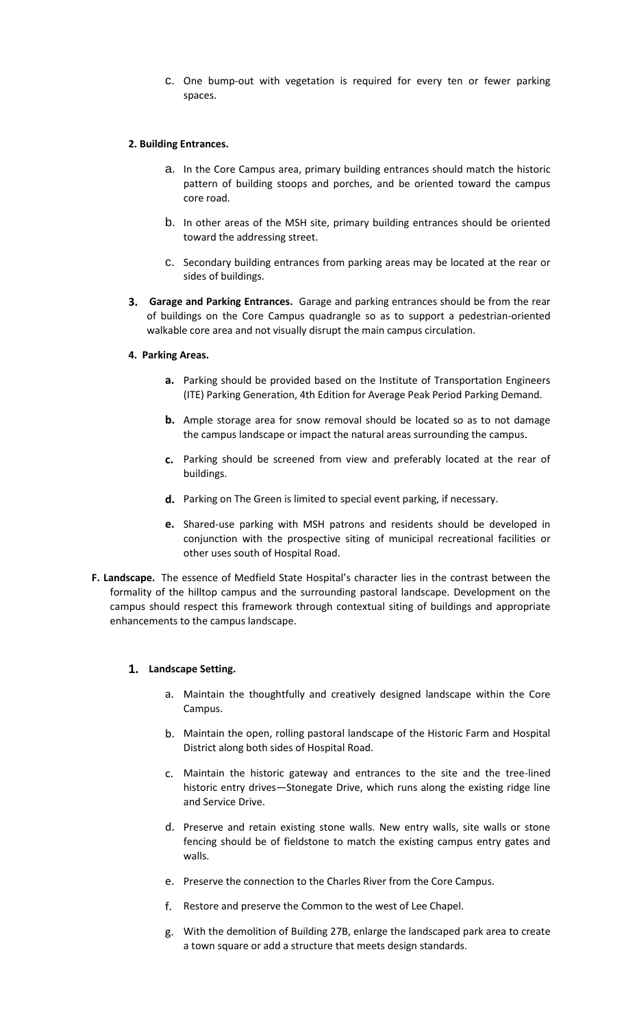c. One bump-out with vegetation is required for every ten or fewer parking spaces.

**2. Building Entrances.**

a. In the Core Campus area, primary building entrances should match the historic pattern of building stoops and porches, and be oriented toward the campus core road.

b. In other areas of the MSH site, primary building entrances should be oriented toward the addressing street.

c. Secondary building entrances from parking areas may be located at the rear or sides of buildings.

**3. Garage and Parking Entrances.** Garage and parking entrances should be from the rear of buildings on the Core Campus quadrangle so as to support a pedestrian-oriented walkable core area and not visually disrupt the main campus circulation.

**4. Parking Areas.**

**a.** Parking should be provided based on the Institute of Transportation Engineers (ITE) Parking Generation, 4th Edition for Average Peak Period Parking Demand.

**b.** Ample storage area for snow removal should be located so as to not damage the campus landscape or impact the natural areas surrounding the campus.

**c.** Parking should be screened from view and preferably located at the rear of buildings.

**d.** Parking on The Green is limited to special event parking, if necessary.

**e.** Shared-use parking with MSH patrons and residents should be developed in conjunction with the prospective siting of municipal recreational facilities or other uses south of Hospital Road.

**F. Landscape.** The essence of Medfield State Hospital's character lies in the contrast between the formality of the hilltop campus and the surrounding pastoral landscape. Development on the campus should respect this framework through contextual siting of buildings and appropriate enhancements to the campus landscape.

**1. Landscape Setting.**

a. Maintain the thoughtfully and creatively designed landscape within the Core Campus.

b. Maintain the open, rolling pastoral landscape of the Historic Farm and Hospital District along both sides of Hospital Road.

c. Maintain the historic gateway and entrances to the site and the tree-lined historic entry drives—Stonegate Drive, which runs along the existing ridge line and Service Drive.

d. Preserve and retain existing stone walls. New entry walls, site walls or stone fencing should be of fieldstone to match the existing campus entry gates and walls.

e. Preserve the connection to the Charles River from the Core Campus.

f. Restore and preserve the Common to the west of Lee Chapel.

g. With the demolition of Building 27B, enlarge the landscaped park area to create a town square or add a structure that meets design standards.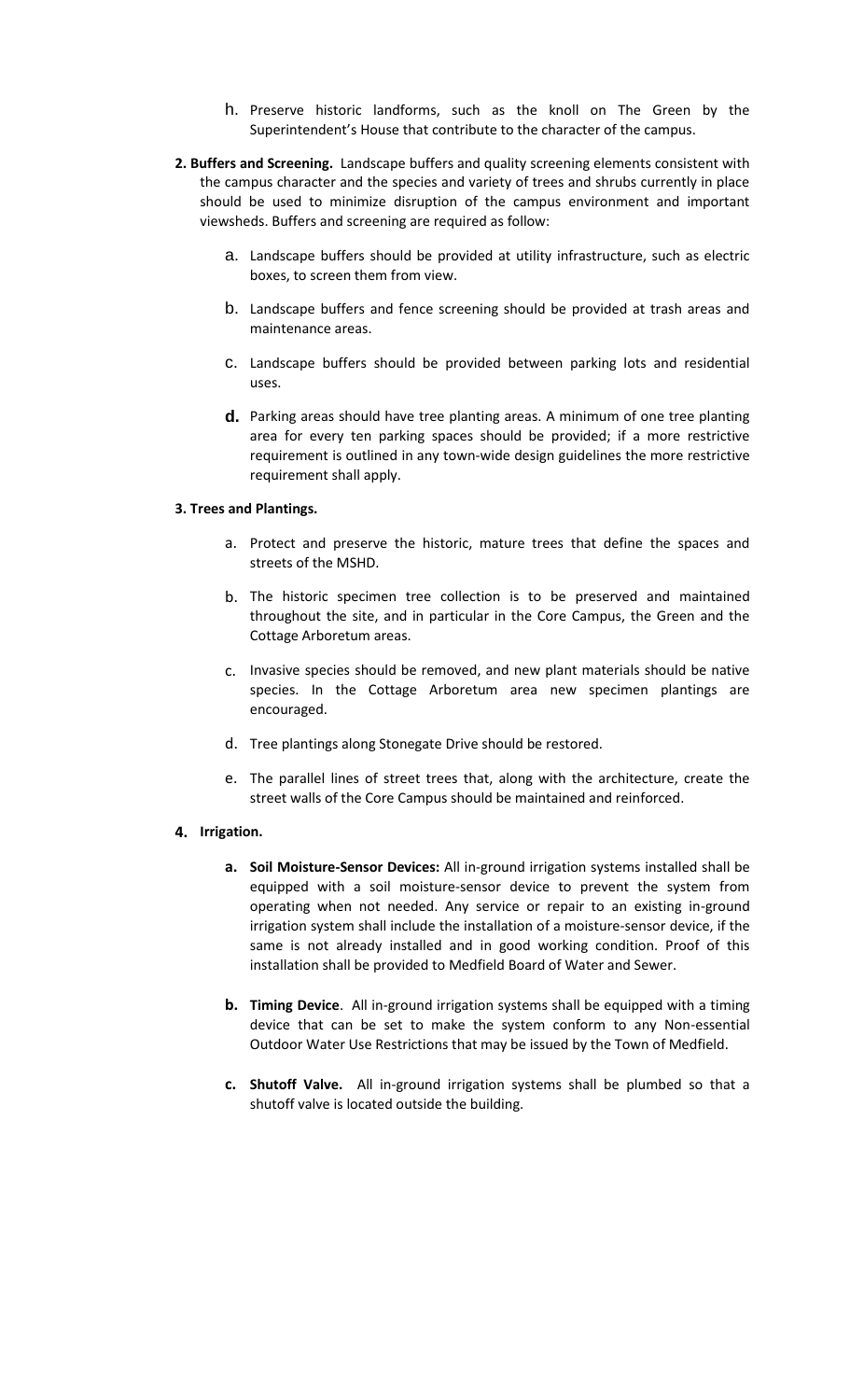h. Preserve historic landforms, such as the knoll on The Green by the Superintendent's House that contribute to the character of the campus.

**2. Buffers and Screening.** Landscape buffers and quality screening elements consistent with the campus character and the species and variety of trees and shrubs currently in place should be used to minimize disruption of the campus environment and important viewsheds. Buffers and screening are required as follow:

a. Landscape buffers should be provided at utility infrastructure, such as electric boxes, to screen them from view.

b. Landscape buffers and fence screening should be provided at trash areas and maintenance areas.

c. Landscape buffers should be provided between parking lots and residential uses.

**d.** Parking areas should have tree planting areas. A minimum of one tree planting area for every ten parking spaces should be provided; if a more restrictive requirement is outlined in any town-wide design guidelines the more restrictive requirement shall apply.

**3. Trees and Plantings.**

a. Protect and preserve the historic, mature trees that define the spaces and streets of the MSHD.

b. The historic specimen tree collection is to be preserved and maintained throughout the site, and in particular in the Core Campus, the Green and the Cottage Arboretum areas.

c. Invasive species should be removed, and new plant materials should be native species. In the Cottage Arboretum area new specimen plantings are encouraged.

d. Tree plantings along Stonegate Drive should be restored.

e. The parallel lines of street trees that, along with the architecture, create the street walls of the Core Campus should be maintained and reinforced.

**4. Irrigation.**

**a. Soil Moisture-Sensor Devices:** All in-ground irrigation systems installed shall be equipped with a soil moisture-sensor device to prevent the system from operating when not needed. Any service or repair to an existing in-ground irrigation system shall include the installation of a moisture-sensor device, if the same is not already installed and in good working condition. Proof of this installation shall be provided to Medfield Board of Water and Sewer.

**b. Timing Device**. All in-ground irrigation systems shall be equipped with a timing device that can be set to make the system conform to any Non-essential Outdoor Water Use Restrictions that may be issued by the Town of Medfield.

**c. Shutoff Valve.** All in-ground irrigation systems shall be plumbed so that a shutoff valve is located outside the building.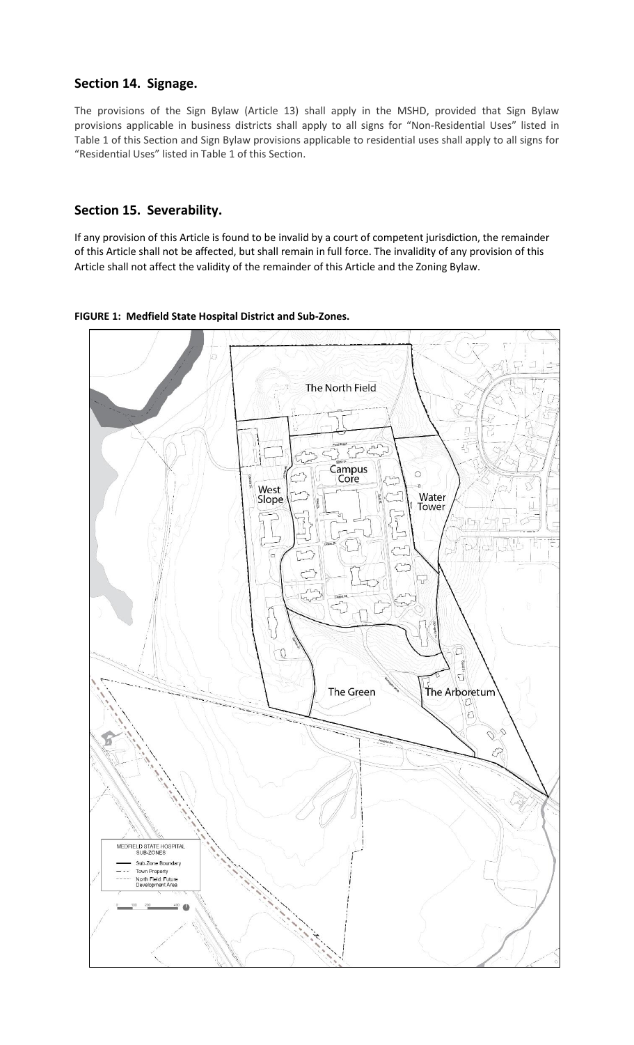## Section 14. Signage.

The provisions of the Sign Bylaw (Article 13) shall apply in the MSHD, provided that Sign Bylaw provisions applicable in business districts shall apply to all signs for "Non-Residential Uses" listed in Table 1 of this Section and Sign Bylaw provisions applicable to residential uses shall apply to all signs for "Residential Uses" listed in Table 1 of this Section.

## Section 15. Severability.

If any provision of this Article is found to be invalid by a court of competent jurisdiction, the remainder of this Article shall not be affected, but shall remain in full force. The invalidity of any provision of this Article shall not affect the validity of the remainder of this Article and the Zoning Bylaw.

**FIGURE 1: Medfield State Hospital District and Sub-Zones.**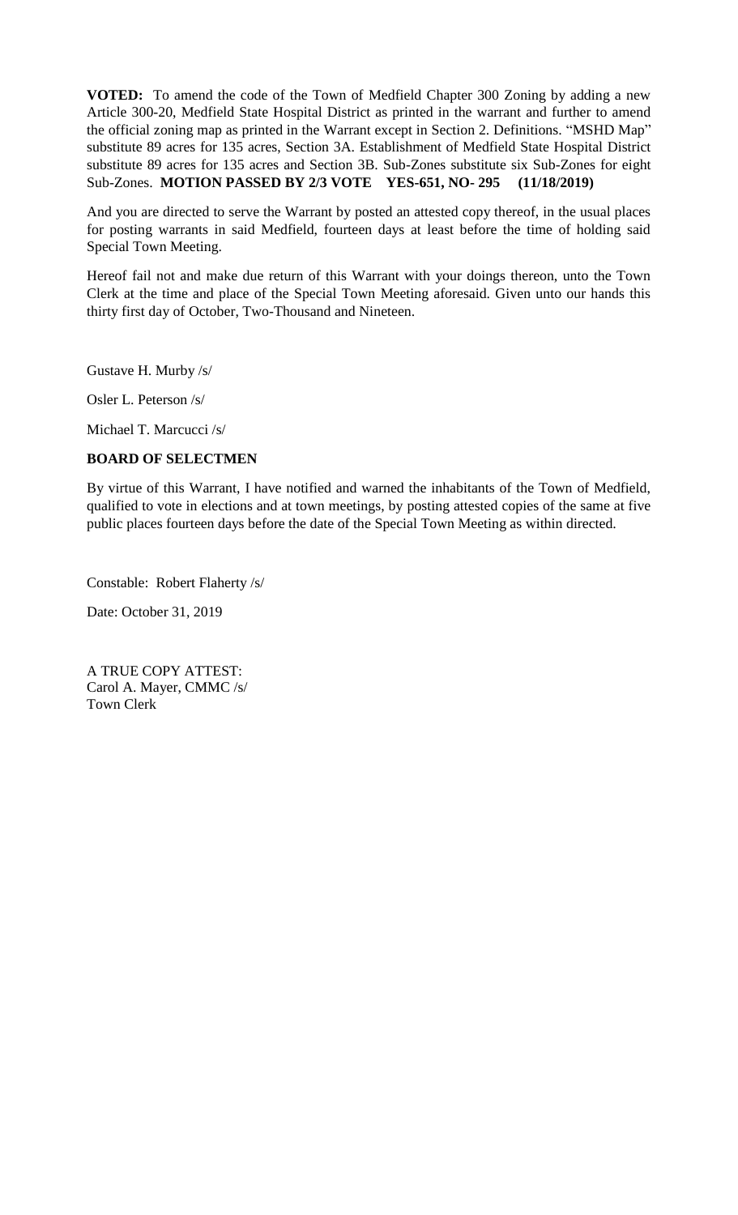**VOTED:** To amend the code of the Town of Medfield Chapter 300 Zoning by adding a new Article 300-20, Medfield State Hospital District as printed in the warrant and further to amend the official zoning map as printed in the Warrant except in Section 2. Definitions. "MSHD Map" substitute 89 acres for 135 acres, Section 3A. Establishment of Medfield State Hospital District substitute 89 acres for 135 acres and Section 3B. Sub-Zones substitute six Sub-Zones for eight Sub-Zones. **MOTION PASSED BY 2/3 VOTE YES-651, NO- 295 (11/18/2019)**

And you are directed to serve the Warrant by posted an attested copy thereof, in the usual places for posting warrants in said Medfield, fourteen days at least before the time of holding said Special Town Meeting.

Hereof fail not and make due return of this Warrant with your doings thereon, unto the Town Clerk at the time and place of the Special Town Meeting aforesaid. Given unto our hands this thirty first day of October, Two-Thousand and Nineteen.

Gustave H. Murby /s/

Osler L. Peterson /s/

Michael T. Marcucci /s/

**BOARD OF SELECTMEN**

By virtue of this Warrant, I have notified and warned the inhabitants of the Town of Medfield, qualified to vote in elections and at town meetings, by posting attested copies of the same at five public places fourteen days before the date of the Special Town Meeting as within directed.

Constable: Robert Flaherty /s/

Date: October 31, 2019

A TRUE COPY ATTEST:
Carol A. Mayer, CMMC /s/
Town Clerk